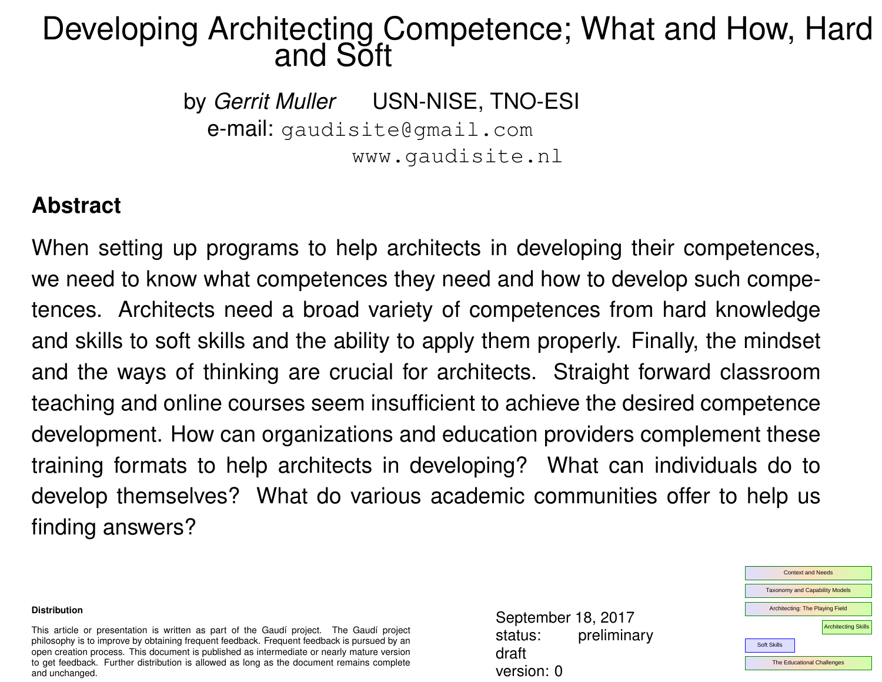# Developing Architecting Competence; What and How, Hard and Soft

by *Gerrit Muller* USN-NISE, TNO-ESI
e-mail: gaudisite@gmail.com
www.gaudisite.nl

## Abstract

When setting up programs to help architects in developing their competences, we need to know what competences they need and how to develop such competences. Architects need a broad variety of competences from hard knowledge and skills to soft skills and the ability to apply them properly. Finally, the mindset and the ways of thinking are crucial for architects. Straight forward classroom teaching and online courses seem insufficient to achieve the desired competence development. How can organizations and education providers complement these training formats to help architects in developing? What can individuals do to develop themselves? What do various academic communities offer to help us finding answers?

**Distribution**

This article or presentation is written as part of the Gaudí project. The Gaudí project philosophy is to improve by obtaining frequent feedback. Frequent feedback is pursued by an open creation process. This document is published as intermediate or nearly mature version to get feedback. Further distribution is allowed as long as the document remains complete and unchanged.

September 18, 2017
status: preliminary draft
version: 0

- Context and Needs
- Taxonomy and Capability Models
- Architecting: The Playing Field
- Architecting Skills
- Soft Skills
- The Educational Challenges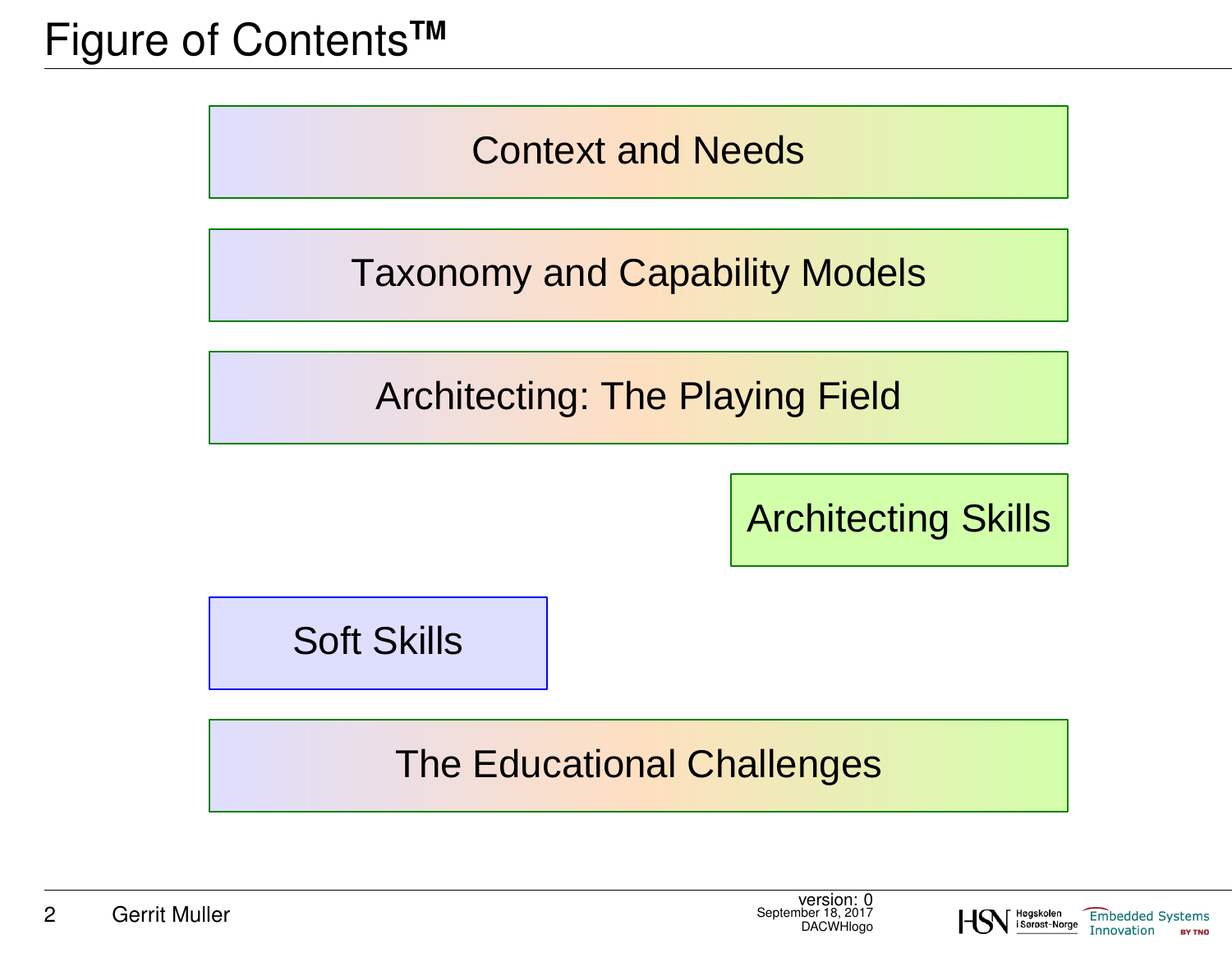# Figure of Contents™

Context and Needs

Taxonomy and Capability Models

Architecting: The Playing Field

Architecting Skills

Soft Skills

The Educational Challenges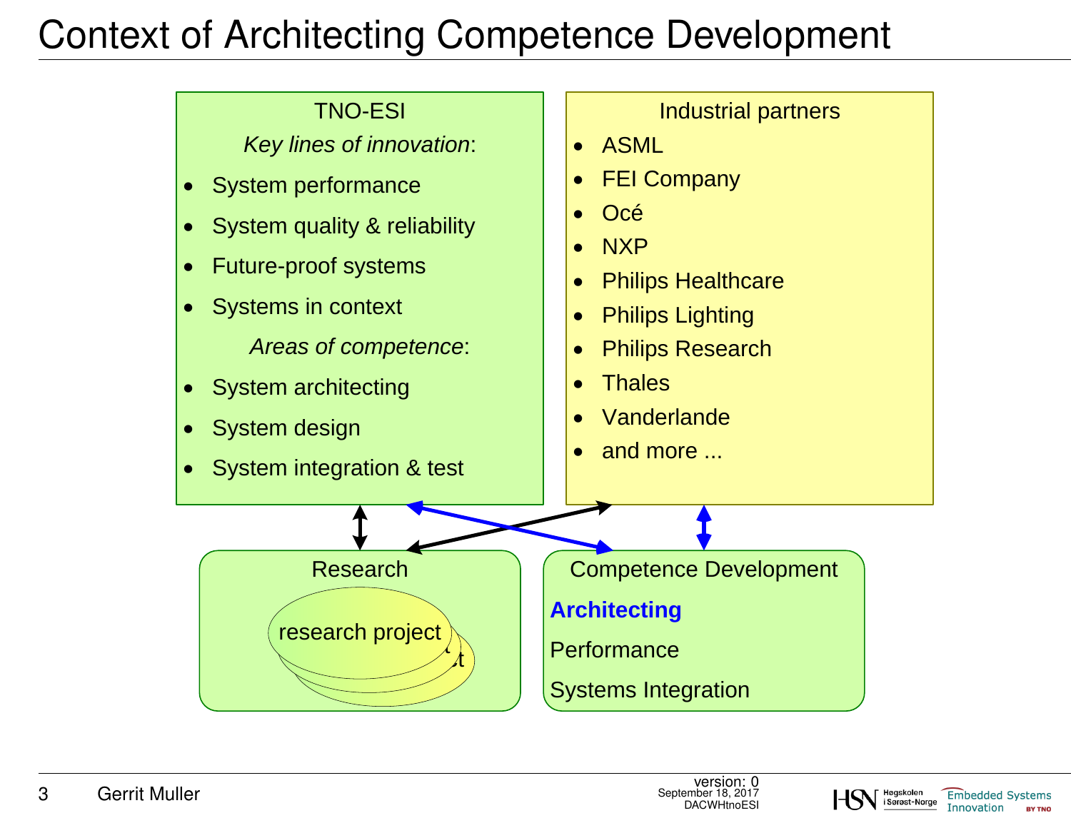# Context of Architecting Competence Development

**TNO-ESI**

*Key lines of innovation*:

- System performance
- System quality & reliability
- Future-proof systems
- Systems in context

*Areas of competence*:

- System architecting
- System design
- System integration & test

**Industrial partners**

- ASML
- FEI Company
- Océ
- NXP
- Philips Healthcare
- Philips Lighting
- Philips Research
- Thales
- Vanderlande
- and more ...

**Research**

research project

**Competence Development**

**Architecting**

Performance

Systems Integration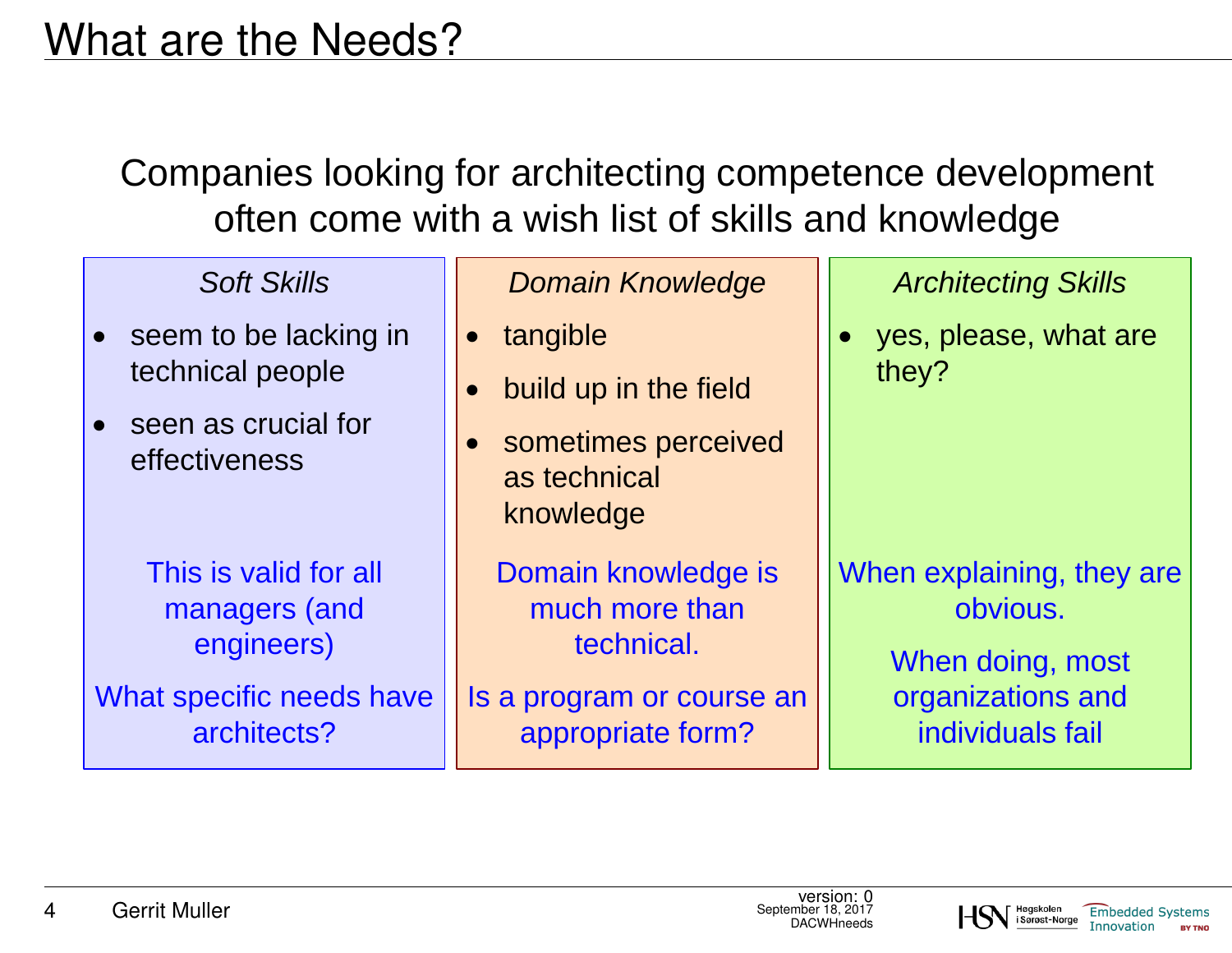# What are the Needs?

Companies looking for architecting competence development often come with a wish list of skills and knowledge

### *Soft Skills*

- seem to be lacking in technical people
- seen as crucial for effectiveness

This is valid for all managers (and engineers)

What specific needs have architects?

### *Domain Knowledge*

- tangible
- build up in the field
- sometimes perceived as technical knowledge

Domain knowledge is much more than technical.

Is a program or course an appropriate form?

### *Architecting Skills*

- yes, please, what are they?

When explaining, they are obvious.

When doing, most organizations and individuals fail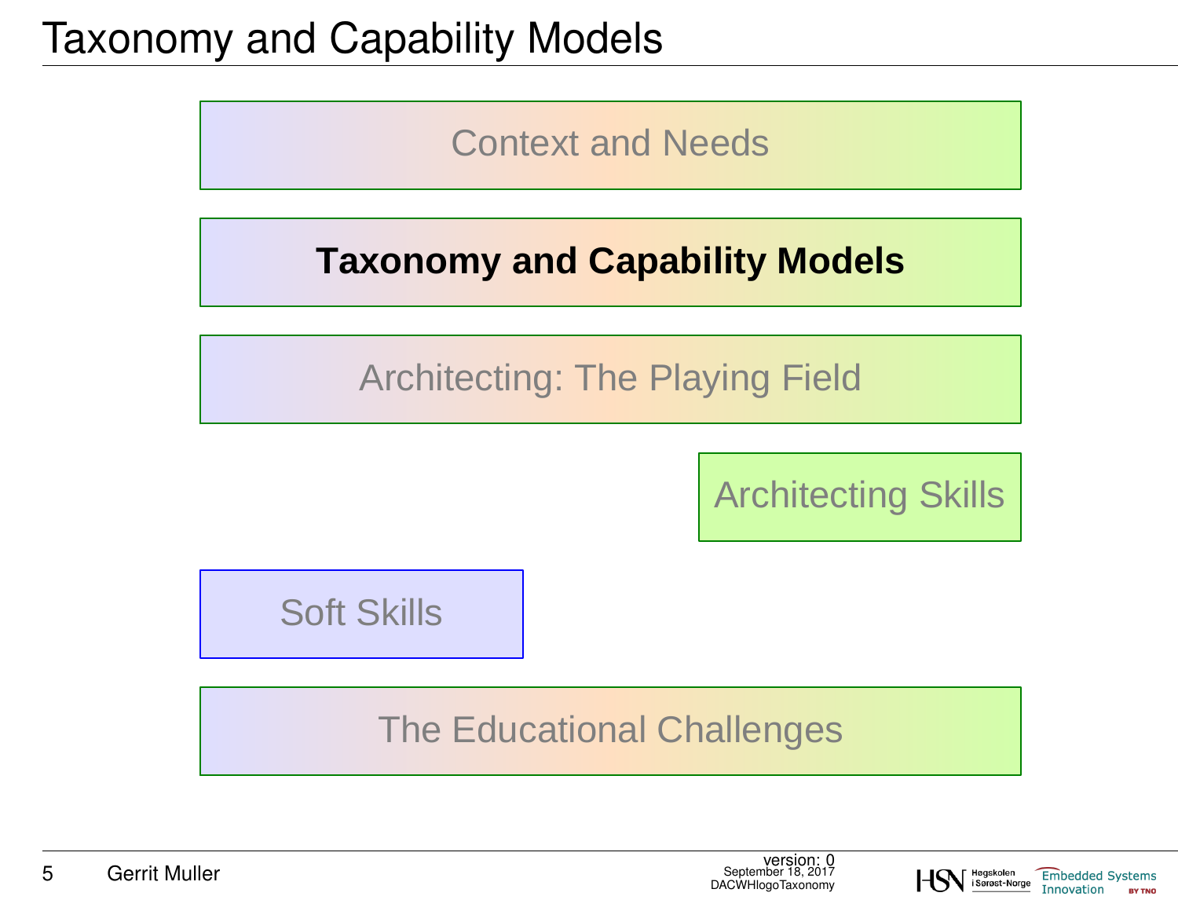# Taxonomy and Capability Models

Context and Needs

**Taxonomy and Capability Models**

Architecting: The Playing Field

Architecting Skills

Soft Skills

The Educational Challenges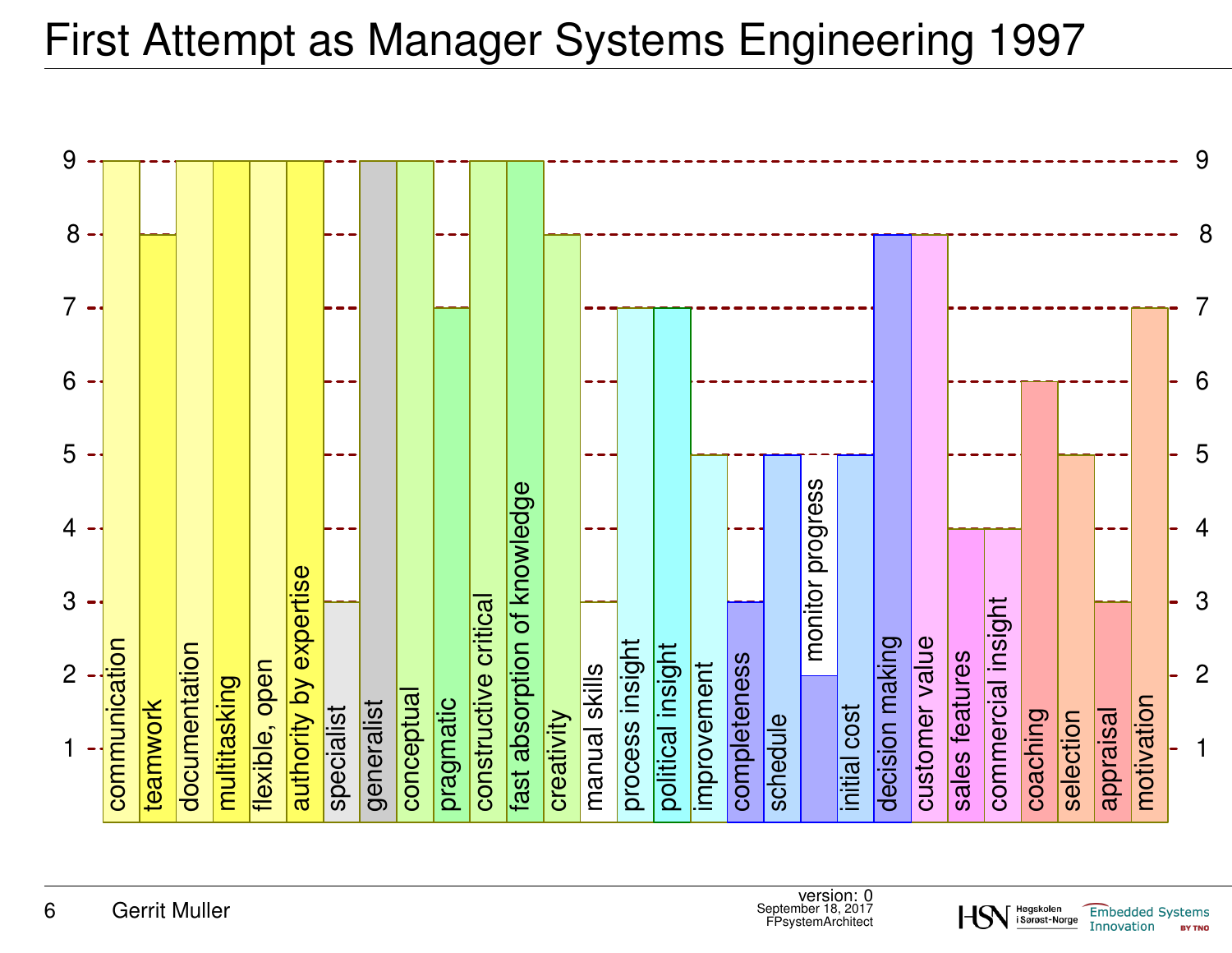# First Attempt as Manager Systems Engineering 1997

| Skill | Score |
|---|---|
| communication | 9 |
| teamwork | 8 |
| documentation | 9 |
| multitasking | 9 |
| flexible, open | 9 |
| authority by expertise | 9 |
| specialist | 3 |
| generalist | 9 |
| conceptual | 9 |
| pragmatic | 7 |
| constructive critical | 9 |
| fast absorption of knowledge | 9 |
| creativity | 8 |
| manual skills | 3 |
| process insight | 7 |
| political insight | 7 |
| improvement | 5 |
| completeness | 3 |
| schedule | 5 |
| monitor progress | 2 |
| initial cost | 5 |
| decision making | 8 |
| customer value | 8 |
| sales features | 4 |
| commercial insight | 4 |
| coaching | 6 |
| selection | 5 |
| appraisal | 3 |
| motivation | 7 |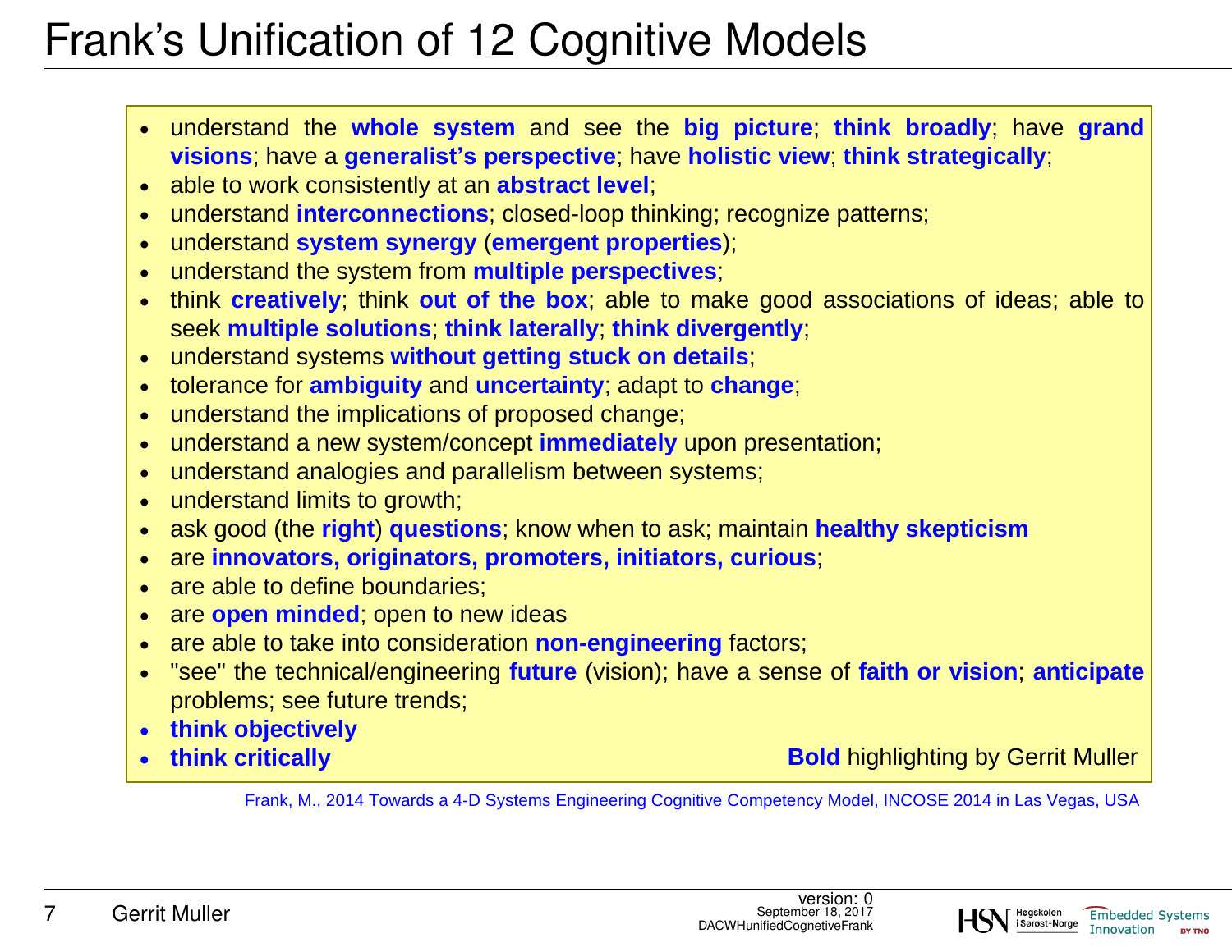# Frank's Unification of 12 Cognitive Models

- understand the **whole system** and see the **big picture**; **think broadly**; have **grand visions**; have a **generalist's perspective**; have **holistic view**; **think strategically**;
- able to work consistently at an **abstract level**;
- understand **interconnections**; closed-loop thinking; recognize patterns;
- understand **system synergy** (**emergent properties**);
- understand the system from **multiple perspectives**;
- think **creatively**; think **out of the box**; able to make good associations of ideas; able to seek **multiple solutions**; **think laterally**; **think divergently**;
- understand systems **without getting stuck on details**;
- tolerance for **ambiguity** and **uncertainty**; adapt to **change**;
- understand the implications of proposed change;
- understand a new system/concept **immediately** upon presentation;
- understand analogies and parallelism between systems;
- understand limits to growth;
- ask good (the **right**) **questions**; know when to ask; maintain **healthy skepticism**
- are **innovators, originators, promoters, initiators, curious**;
- are able to define boundaries;
- are **open minded**; open to new ideas
- are able to take into consideration **non-engineering** factors;
- "see" the technical/engineering **future** (vision); have a sense of **faith or vision**; **anticipate** problems; see future trends;
- **think objectively**
- **think critically**

**Bold** highlighting by Gerrit Muller

Frank, M., 2014 Towards a 4-D Systems Engineering Cognitive Competency Model, INCOSE 2014 in Las Vegas, USA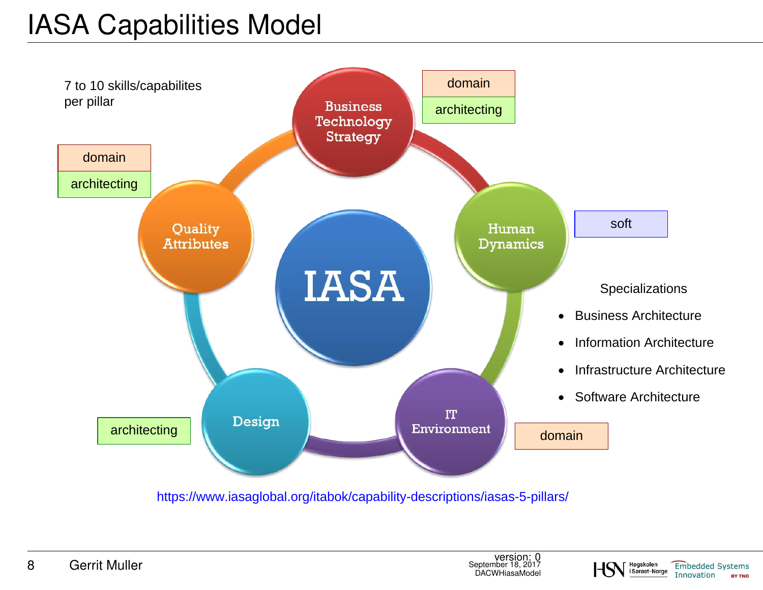# IASA Capabilities Model

7 to 10 skills/capabilites per pillar

- **Business Technology Strategy**: domain, architecting
- **Human Dynamics**: soft
- **IT Environment**: domain
- **Design**: architecting
- **Quality Attributes**: domain, architecting

IASA

Specializations

- Business Architecture
- Information Architecture
- Infrastructure Architecture
- Software Architecture

https://www.iasaglobal.org/itabok/capability-descriptions/iasas-5-pillars/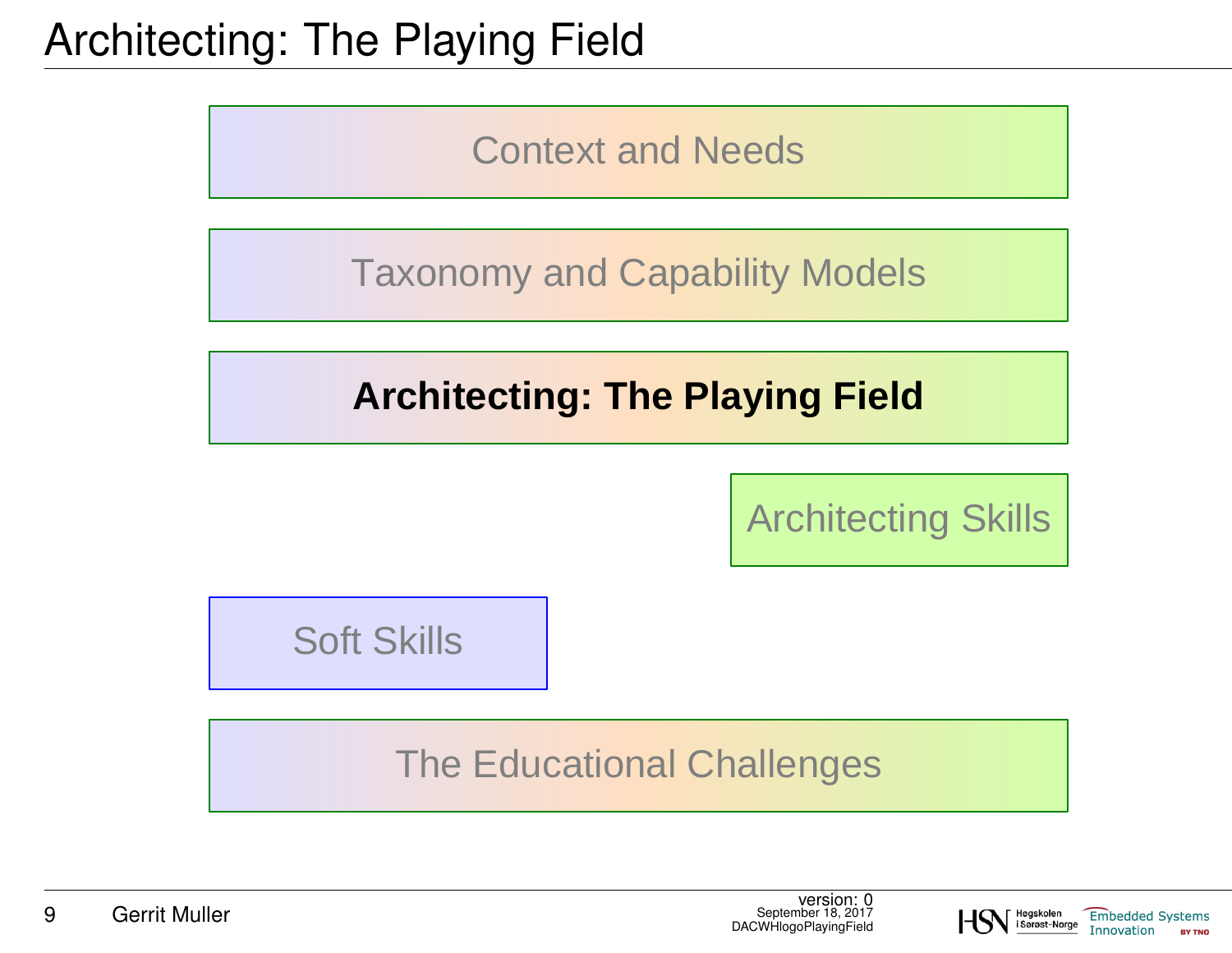# Architecting: The Playing Field

Context and Needs

Taxonomy and Capability Models

**Architecting: The Playing Field**

Architecting Skills

Soft Skills

The Educational Challenges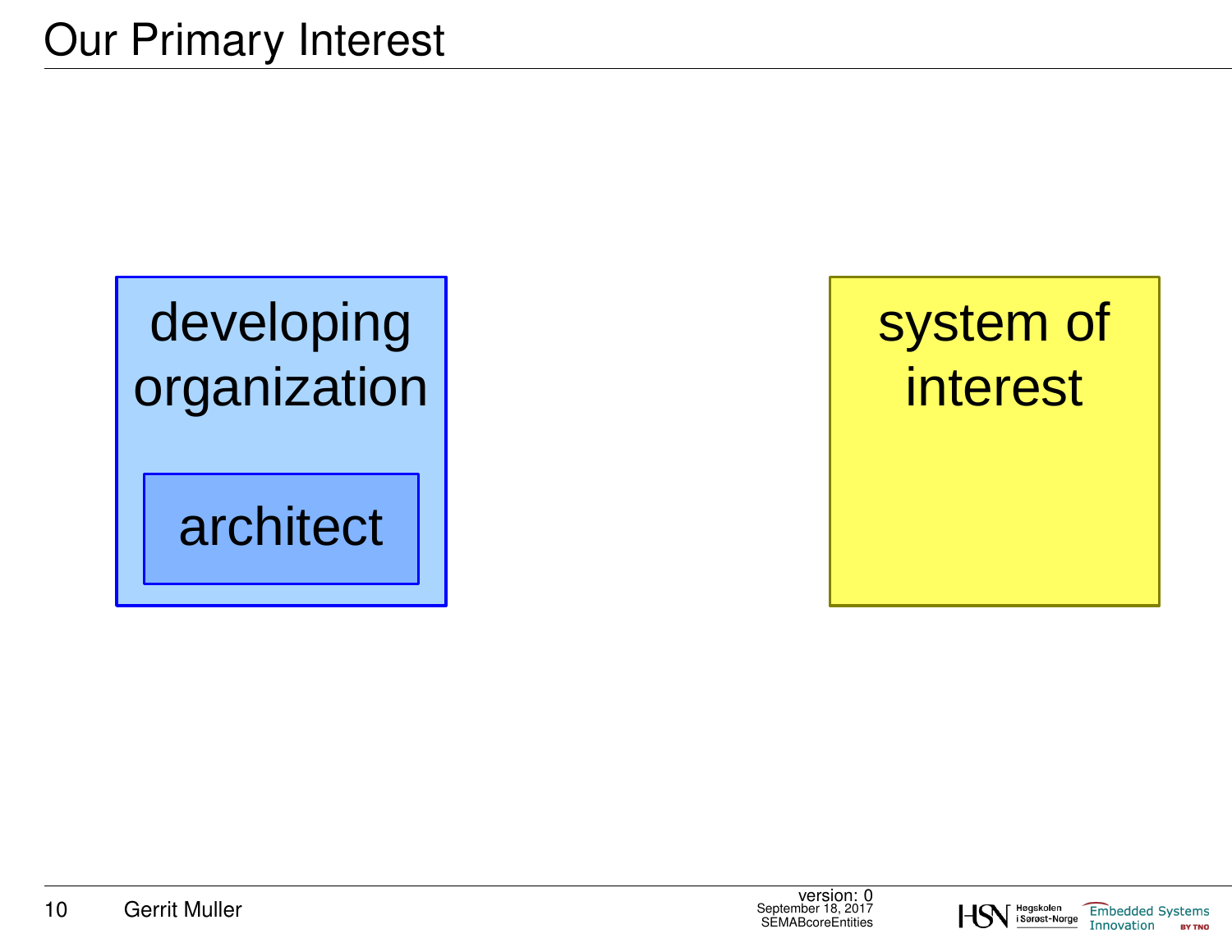# Our Primary Interest

developing organization

architect

system of interest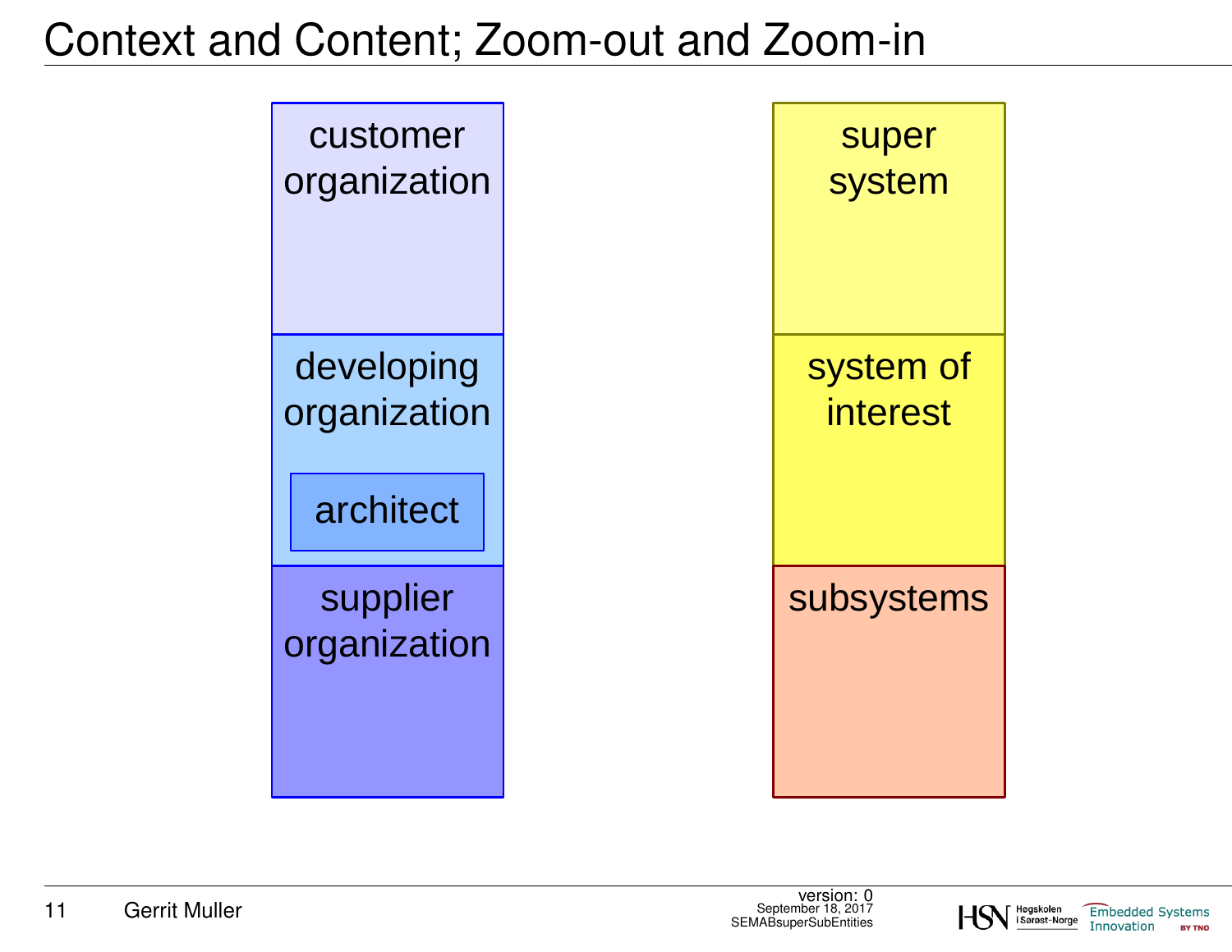# Context and Content; Zoom-out and Zoom-in

customer organization

developing organization

architect

supplier organization

super system

system of interest

subsystems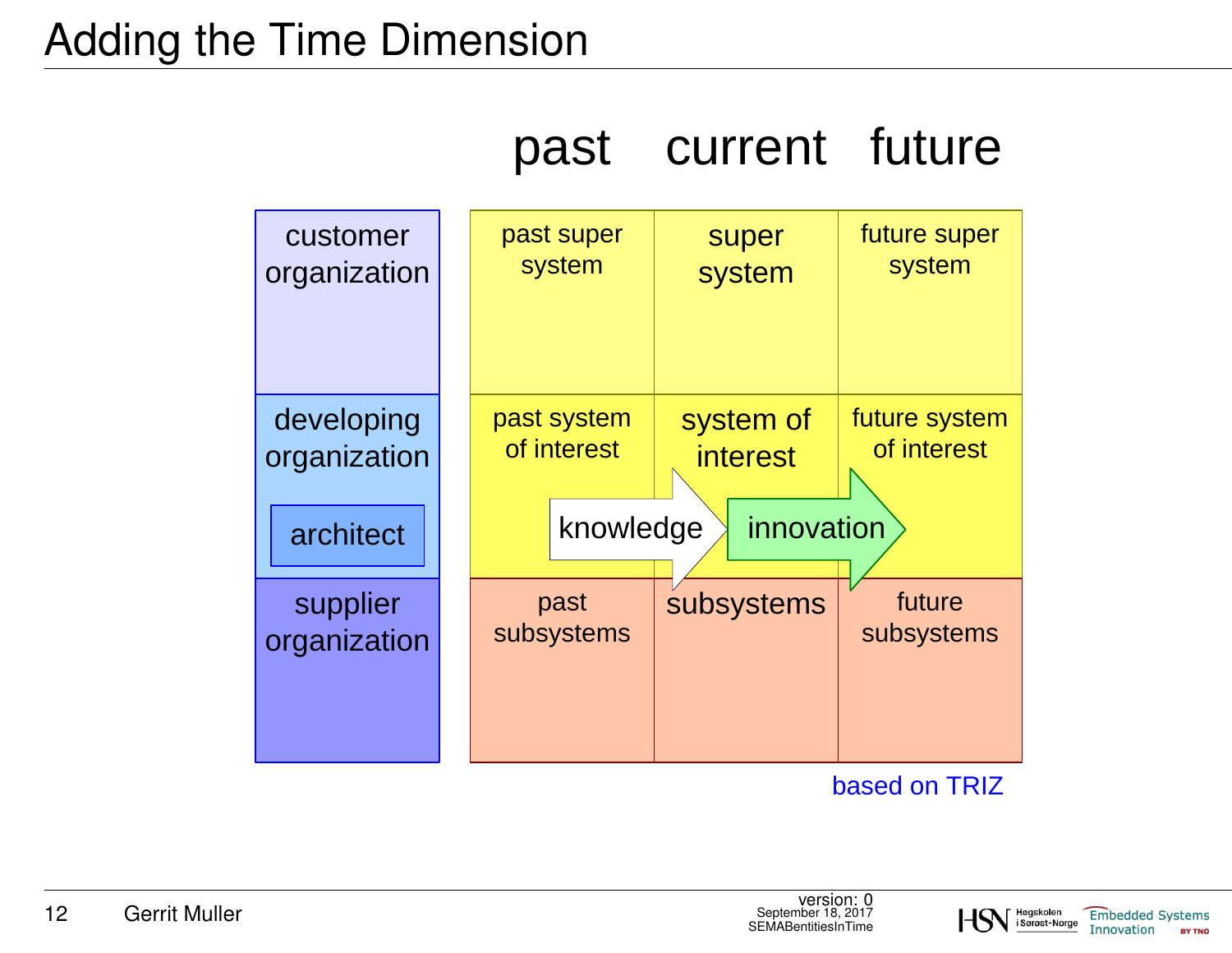# Adding the Time Direction

| | past | current | future |
|---|---|---|---|
| customer organization | past super system | super system | future super system |
| developing organization / architect | past system of interest | system of interest | future system of interest |
| supplier organization | past subsystems | subsystems | future subsystems |

knowledge → innovation

based on TRIZ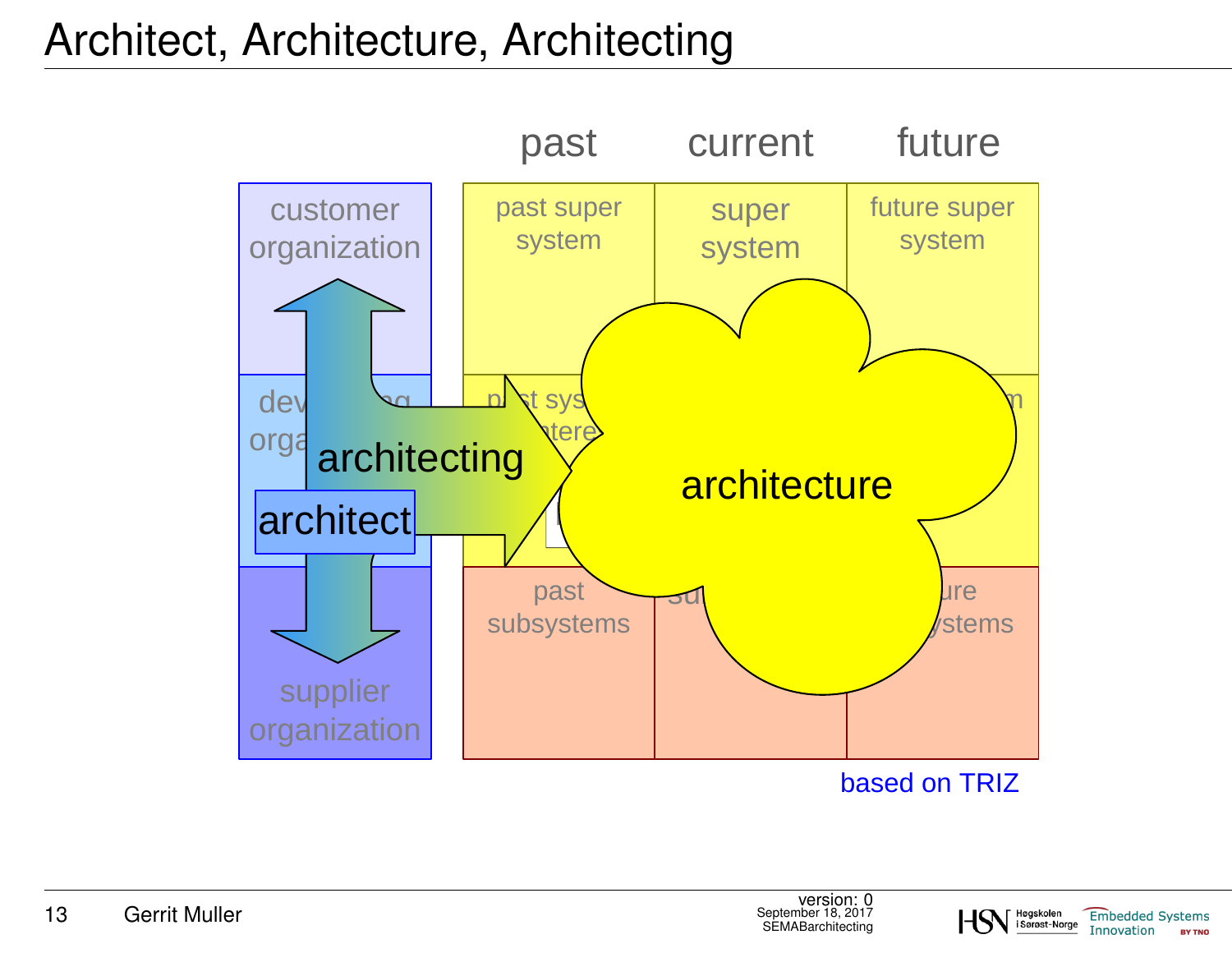# Architect, Architecture, Architecting

past | current | future

customer organization

developing organization

supplier organization

past super system | super system | future super system

past system of interest | system of interest | future system of interest

past subsystems | subsystems | future subsystems

architect

architecting

architecture

based on TRIZ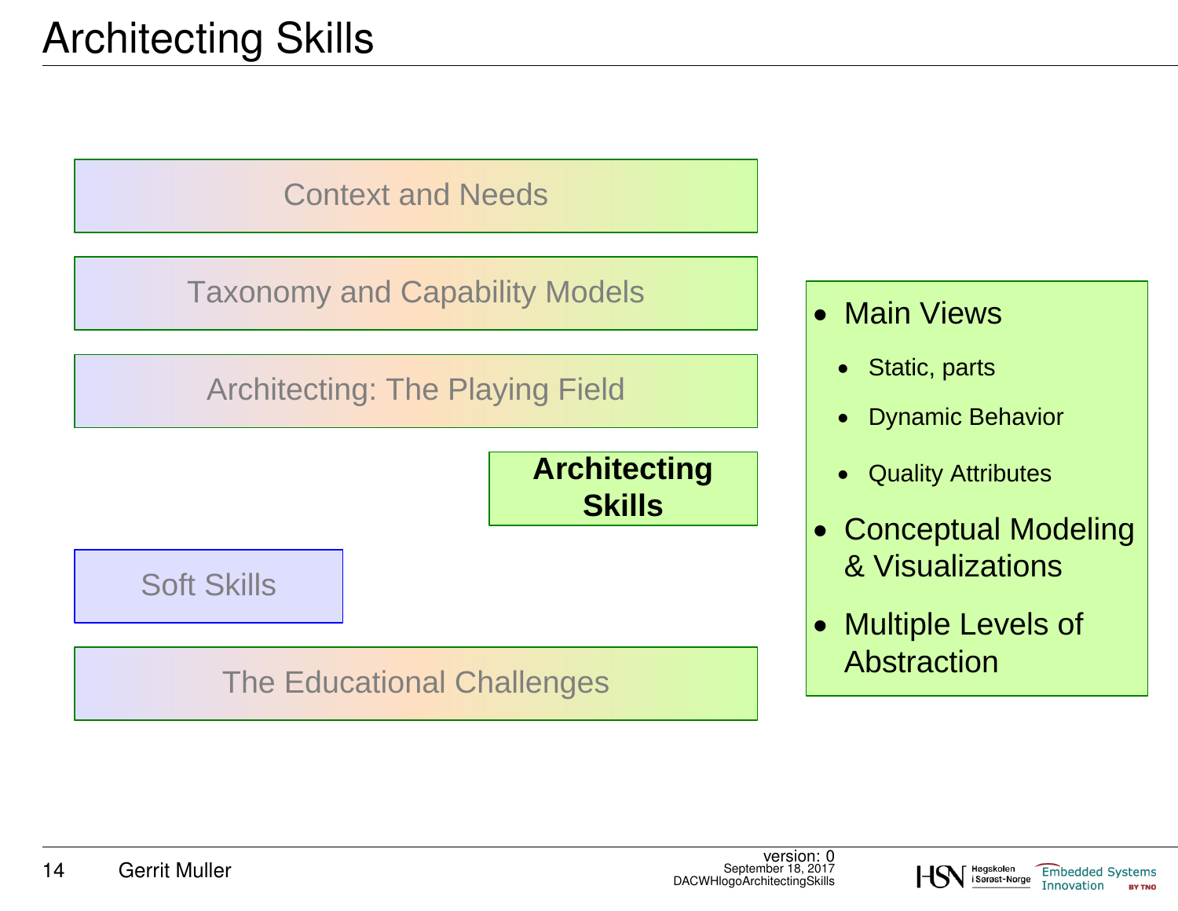# Architecting Skills

Context and Needs

Taxonomy and Capability Models

Architecting: The Playing Field

**Architecting Skills**

Soft Skills

The Educational Challenges

- Main Views
  - Static, parts
  - Dynamic Behavior
  - Quality Attributes
- Conceptual Modeling & Visualizations
- Multiple Levels of Abstraction

version: 0
September 18, 2017
DACWHlogoArchitectingSkills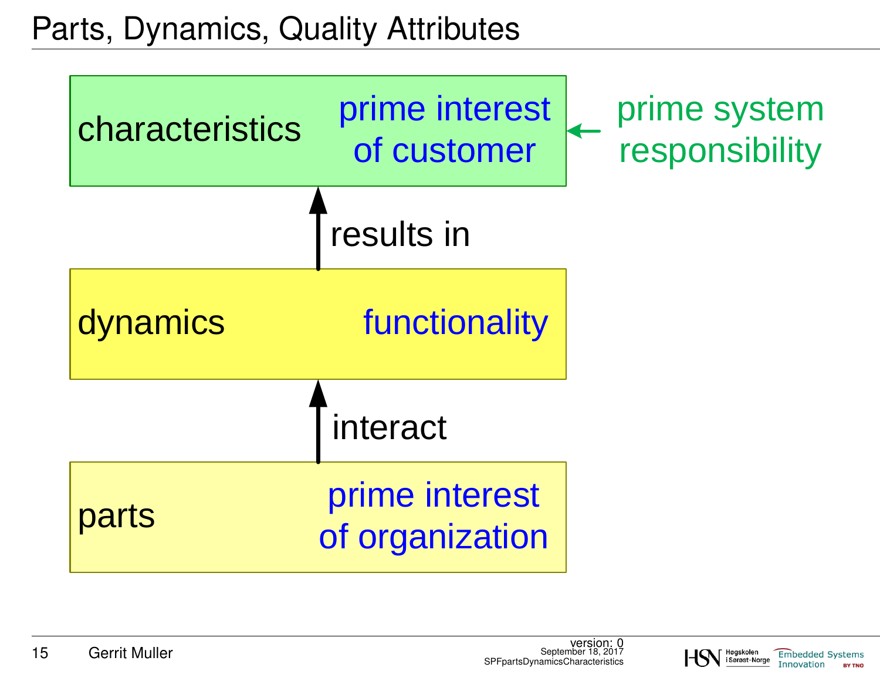# Parts, Dynamics, Quality Attributes

characteristics — prime interest of customer ← prime system responsibility

↑ results in

dynamics — functionality

↑ interact

parts — prime interest of organization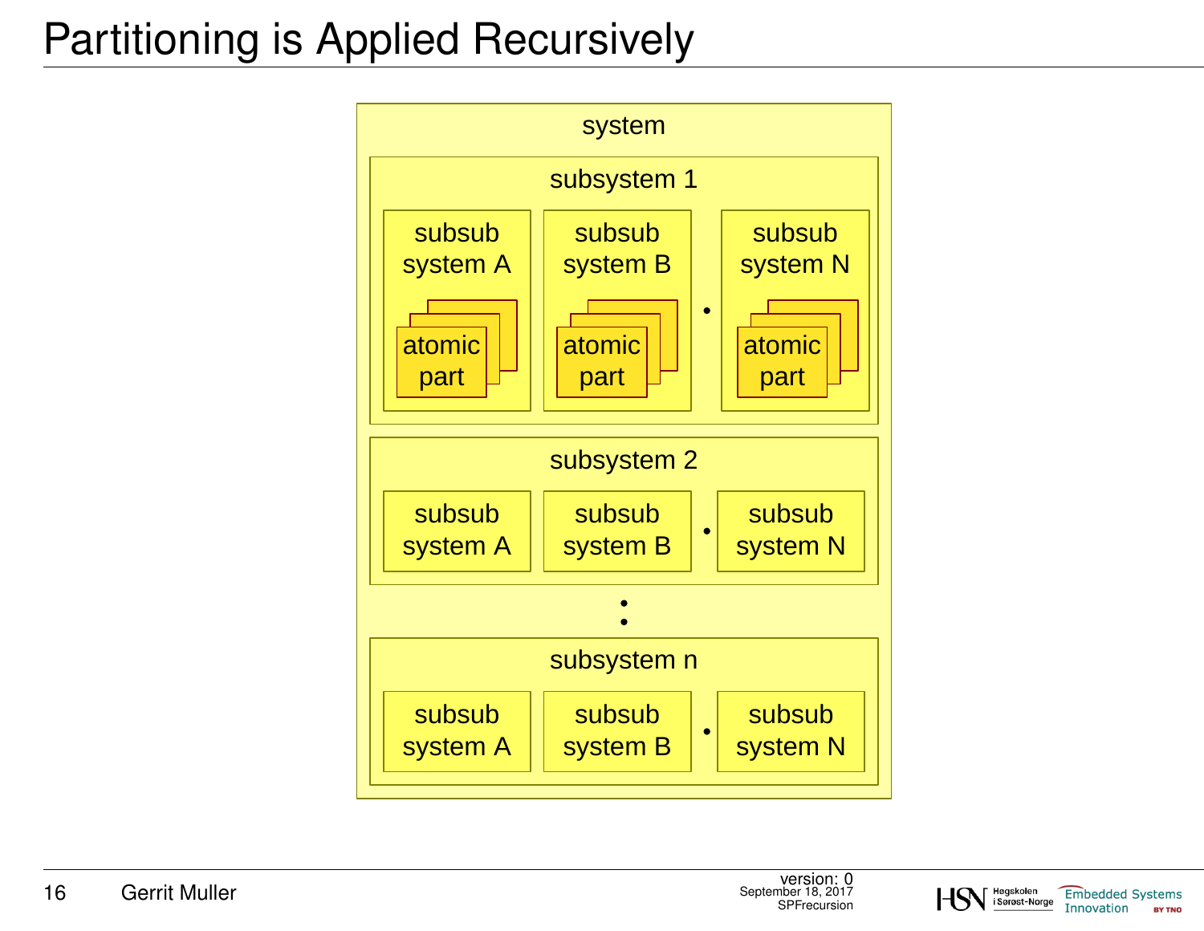# Partitioning is Applied Recursively

system

subsystem 1

subsub system A — atomic part

subsub system B — atomic part

subsub system N — atomic part

subsystem 2

subsub system A

subsub system B

subsub system N

subsystem n

subsub system A

subsub system B

subsub system N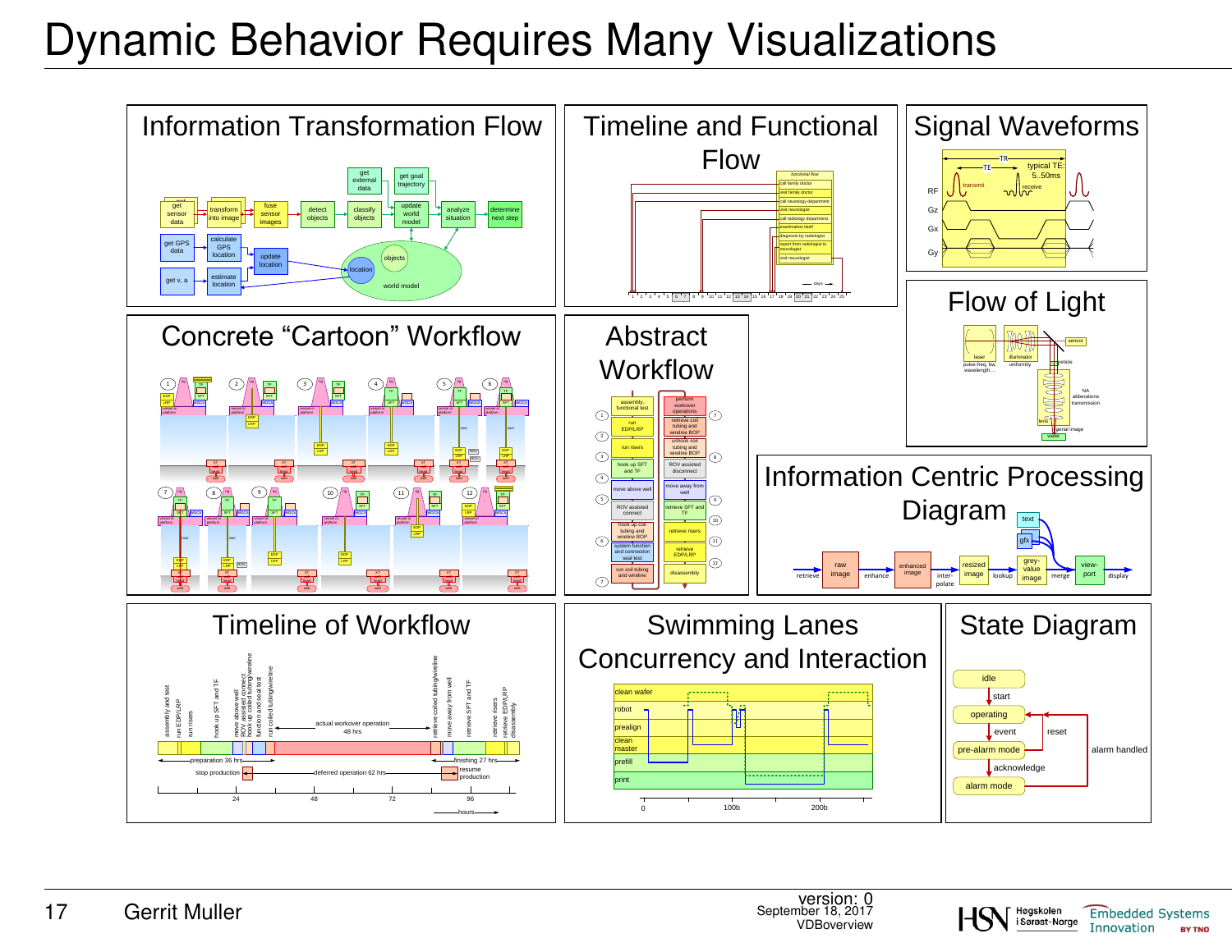# Dynamic Behavior Requires Many Visualizations

## Information Transformation Flow

get sensor data → transform into image → fuse sensor images → detect objects → classify objects → update world model → analyze situation → determine next step

get external data; get goal trajectory

get GPS data → calculate GPS location → update location

get v, a → estimate location

world model: location, objects

## Timeline and Functional Flow

functional flow: call family doctor; visit family doctor; call neurology department; visit neurologist; call radiology department; examination itself; diagnosis by radiologist; report from radiologist to neurologist; visit neurologist

days: 1–25

## Signal Waveforms

RF, Gz, Gx, Gy

TR, TE, typical TE: 5..50ms, transmit, receive

## Flow of Light

laser (pulse-freq, bw, wavelength, ...), illuminator (uniformity), sensor, reticle, lens (NA, abberations, transmission), aerial image, wafer

## Concrete "Cartoon" Workflow

## Abstract Workflow

1. assembly, functional test
2. run EDP/LRP
3. run risers
4. hook up SFT and TF
5. move above well
6. ROV assisted connect
7. hook up coil tubing and wireline BOP
8. system function and connection seal test
9. run coil tubing and wireline
10. perform workover operations
11. retrieve coil tubing and wireline BOP
12. unhook coil tubing and wireline BOP
13. ROV assisted disconnect
14. move away from well
15. retrieve SFT and TF
16. retrieve risers
17. retrieve EDP/LRP
18. disassembly

## Information Centric Processing Diagram

retrieve → raw image → enhance → enhanced image → interpolate → resized image → lookup → grey-value image → merge → view-port → display

text, gfx

## Timeline of Workflow

assembly and test; run EDP/LRP; run risers; hook up SFT and TF; move above well; ROV assisted connect; hook up coiled tubing/wireline; function and seal test; run coiled tubing/wireline; actual workover operation 48 hrs; retrieve coiled tubing/wireline; move away from well; retrieve SFT and TF; retrieve risers; retrieve EDP/LRP; disassembly

preparation 36 hrs; finishing 27 hrs

stop production; deferred operation 62 hrs; resume production

hours: 24, 48, 72, 96

## Swimming Lanes Concurrency and Interaction

clean wafer; robot; prealign; clean master; prefill; print

0, 100b, 200b

## State Diagram

idle → start → operating → event → pre-alarm mode → acknowledge → alarm mode

pre-alarm mode → reset → operating

alarm mode → alarm handled → operating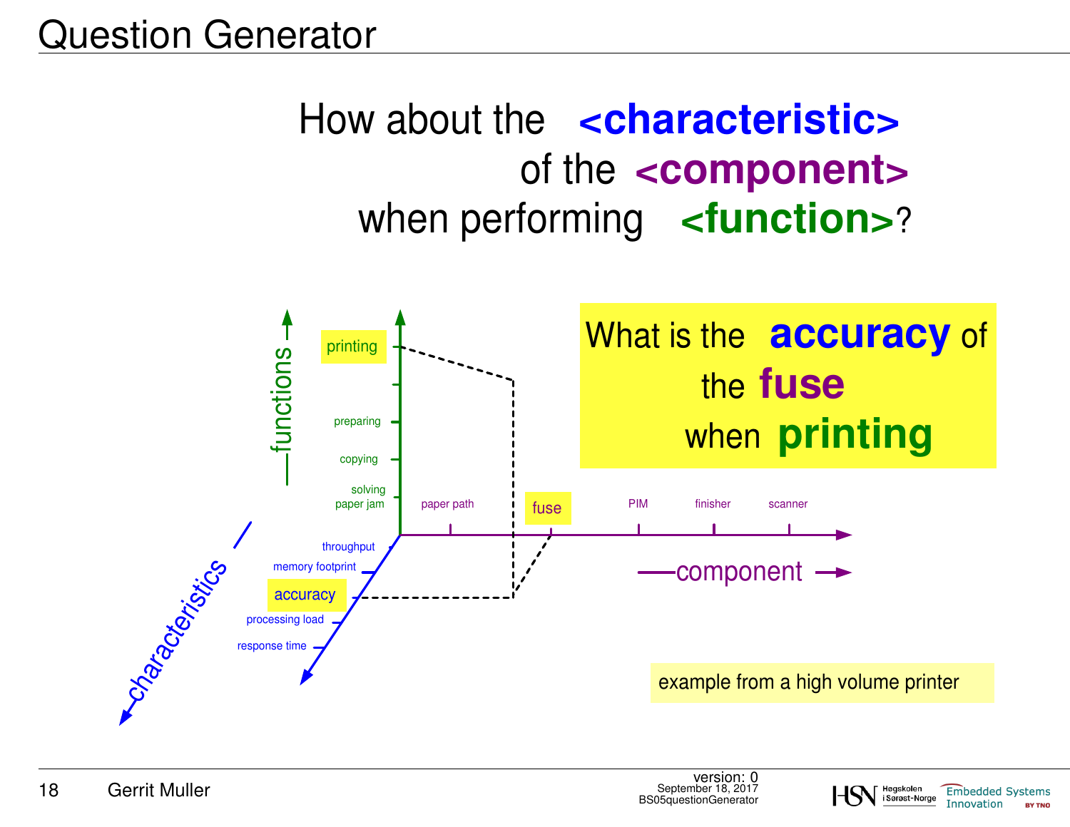# Question Generator

How about the **<characteristic>**
of the **<component>**
when performing **<function>**?

functions

- printing
- preparing
- copying
- solving paper jam

component

- paper path
- fuse
- PIM
- finisher
- scanner

characteristics

- throughput
- memory footprint
- accuracy
- processing load
- response time

What is the **accuracy** of the **fuse** when **printing**

example from a high volume printer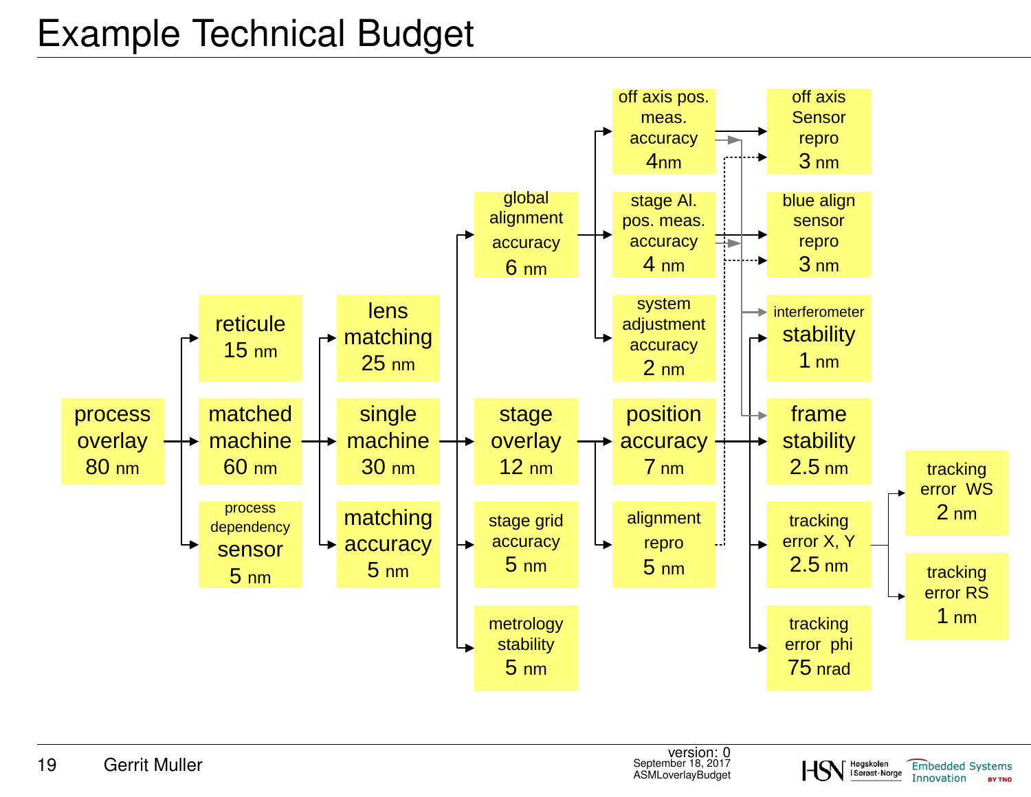# Example Technical Budget

- process overlay 80 nm
  - reticule 15 nm
  - matched machine 60 nm
    - lens matching 25 nm
    - single machine 30 nm
      - global alignment accuracy 6 nm
        - off axis pos. meas. accuracy 4nm
          - off axis Sensor repro 3 nm
        - stage Al. pos. meas. accuracy 4 nm
          - blue align sensor repro 3 nm
        - system adjustment accuracy 2 nm
      - stage overlay 12 nm
        - position accuracy 7 nm
          - interferometer stability 1 nm
          - frame stability 2.5 nm
          - tracking error X, Y 2.5 nm
            - tracking error WS 2 nm
            - tracking error RS 1 nm
          - tracking error phi 75 nrad
        - alignment repro 5 nm
      - stage grid accuracy 5 nm
      - metrology stability 5 nm
    - matching accuracy 5 nm
  - process dependency sensor 5 nm

version: 0
September 18, 2017
ASMLoverlayBudget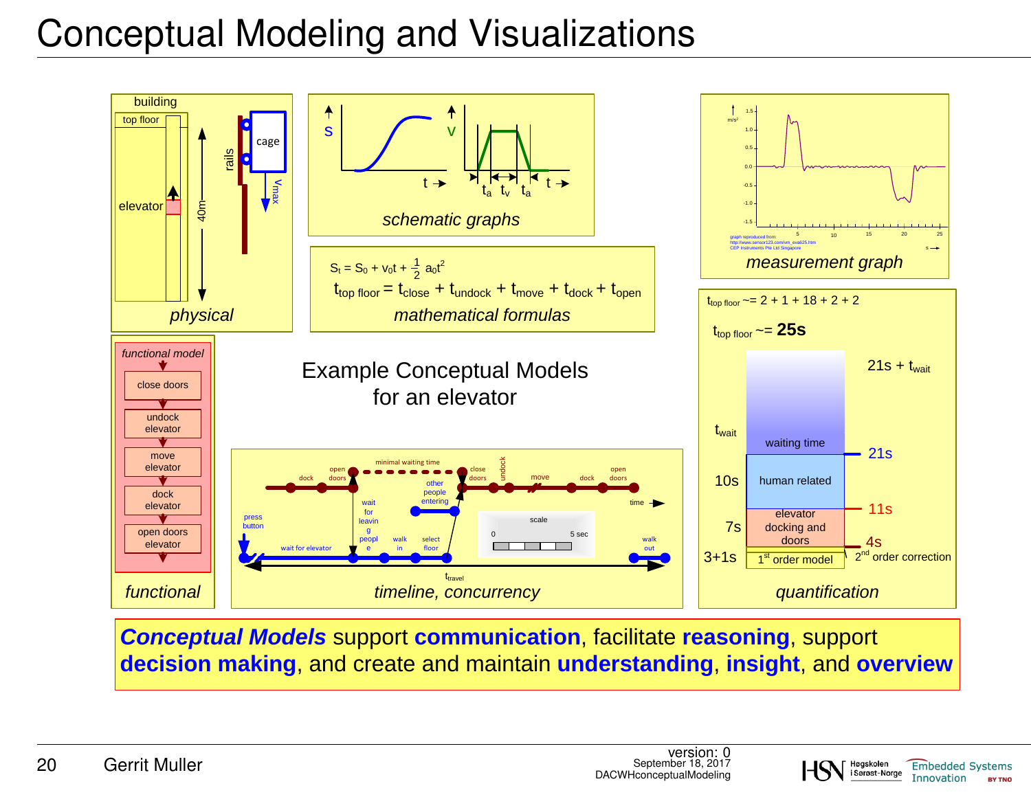# Conceptual Modeling and Visualizations

building

top floor

elevator

40m

rails

cage

$v_{max}$

*physical*

s

t

v

$t_a$ $t_v$ $t_a$

t

*schematic graphs*

*measurement graph*

$S_t = S_0 + v_0 t + \frac{1}{2} a_0 t^2$

$t_{top\ floor} = t_{close} + t_{undock} + t_{move} + t_{dock} + t_{open}$

*mathematical formulas*

*functional model*

- close doors
- undock elevator
- move elevator
- dock elevator
- open doors elevator

*functional*

Example Conceptual Models for an elevator

*timeline, concurrency*

$t_{top\ floor} \sim= 2 + 1 + 18 + 2 + 2$

$t_{top\ floor} \sim=$ **25s**

| | | |
|---|---|---|
| $t_{wait}$ | waiting time | 21s + $t_{wait}$ |
| 10s | human related | 21s |
| 7s | elevator docking and doors | 11s |
| 3+1s | 1st order model | 4s, 2nd order correction |

*quantification*

***Conceptual Models*** support **communication**, facilitate **reasoning**, support **decision making**, and create and maintain **understanding**, **insight**, and **overview**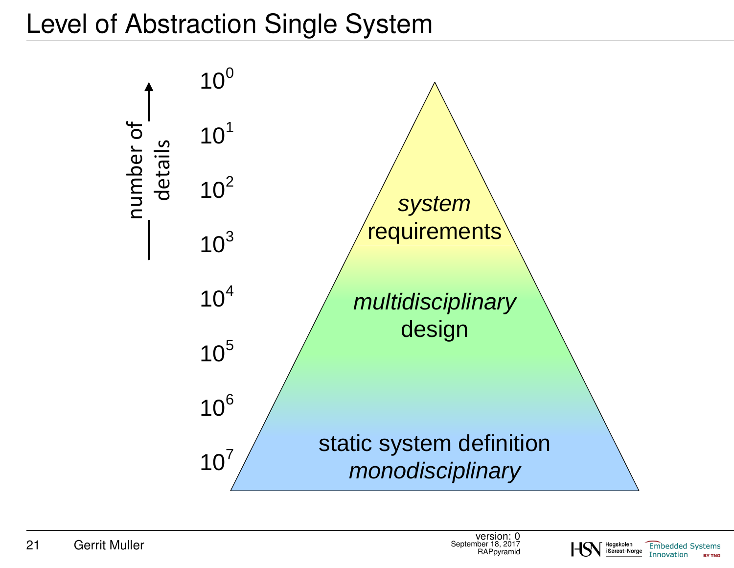# Level of Abstraction Single System

number of details

$10^0$

$10^1$

$10^2$

$10^3$

$10^4$

$10^5$

$10^6$

$10^7$

*system*
requirements

*multidisciplinary*
design

static system definition
*monodisciplinary*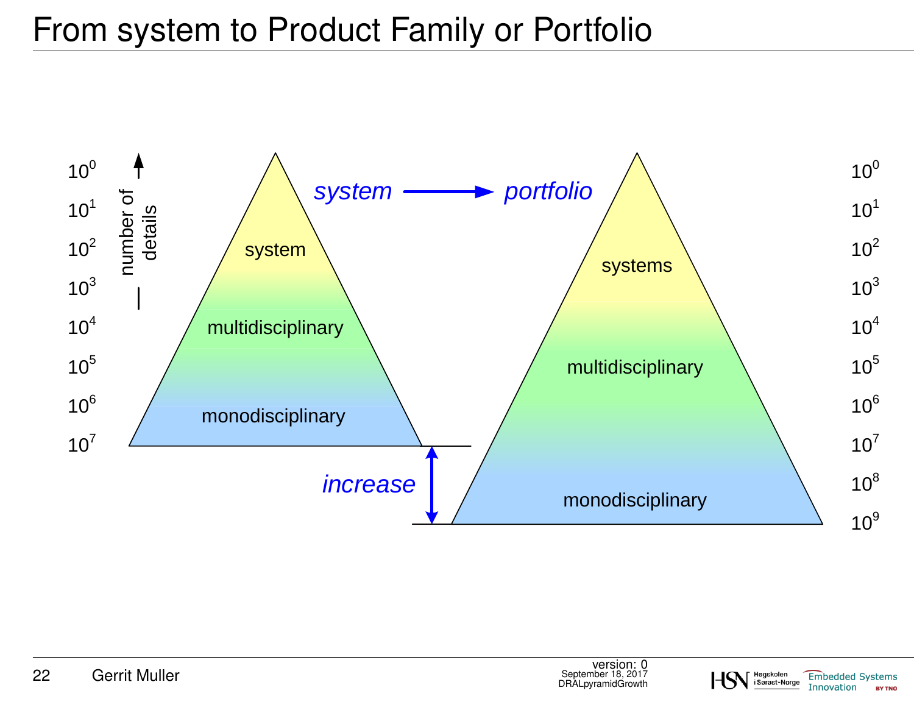# From system to Product Family or Portfolio

$10^0$
$10^1$
$10^2$
$10^3$
$10^4$
$10^5$
$10^6$
$10^7$

number of details

system

multidisciplinary

monodisciplinary

*system* → *portfolio*

*increase*

systems

multidisciplinary

monodisciplinary

$10^0$
$10^1$
$10^2$
$10^3$
$10^4$
$10^5$
$10^6$
$10^7$
$10^8$
$10^9$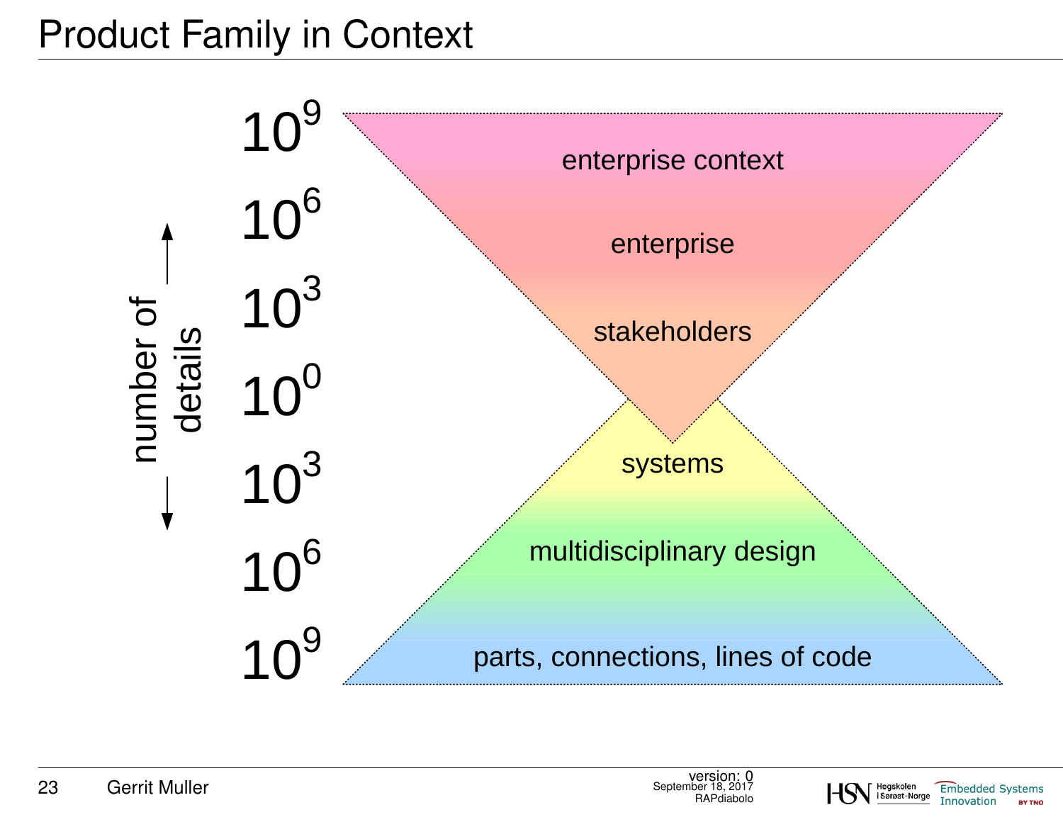# Product Family in Context

number of details

| | |
|---|---|
| $10^9$ | enterprise context |
| $10^6$ | enterprise |
| $10^3$ | stakeholders |
| $10^0$ | |
| $10^3$ | systems |
| $10^6$ | multidisciplinary design |
| $10^9$ | parts, connections, lines of code |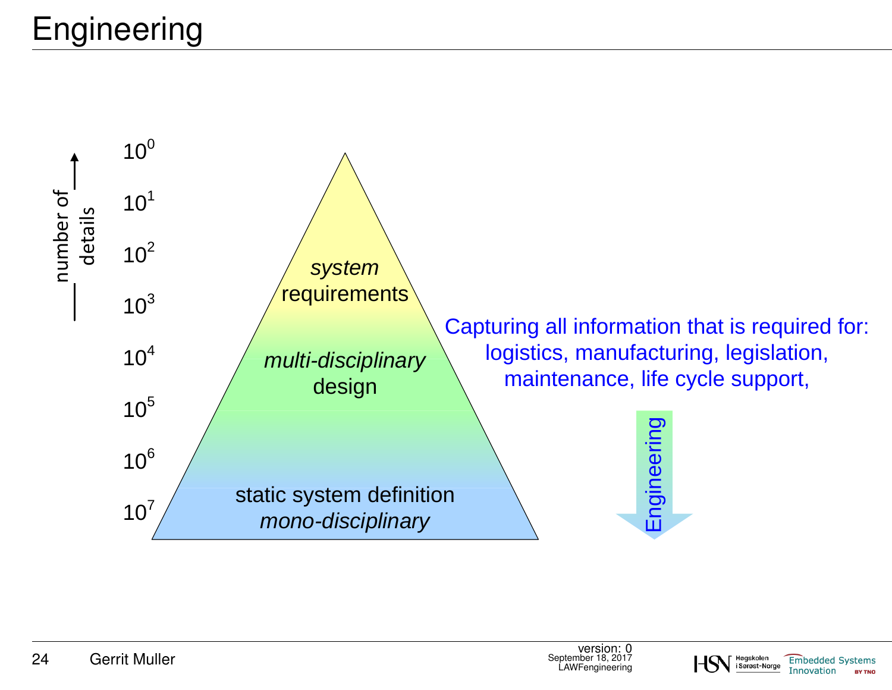# Engineering

number of details

$10^0$

$10^1$

$10^2$

$10^3$

$10^4$

$10^5$

$10^6$

$10^7$

*system* requirements

*multi-disciplinary* design

static system definition
*mono-disciplinary*

Capturing all information that is required for:
logistics, manufacturing, legislation,
maintenance, life cycle support,

Engineering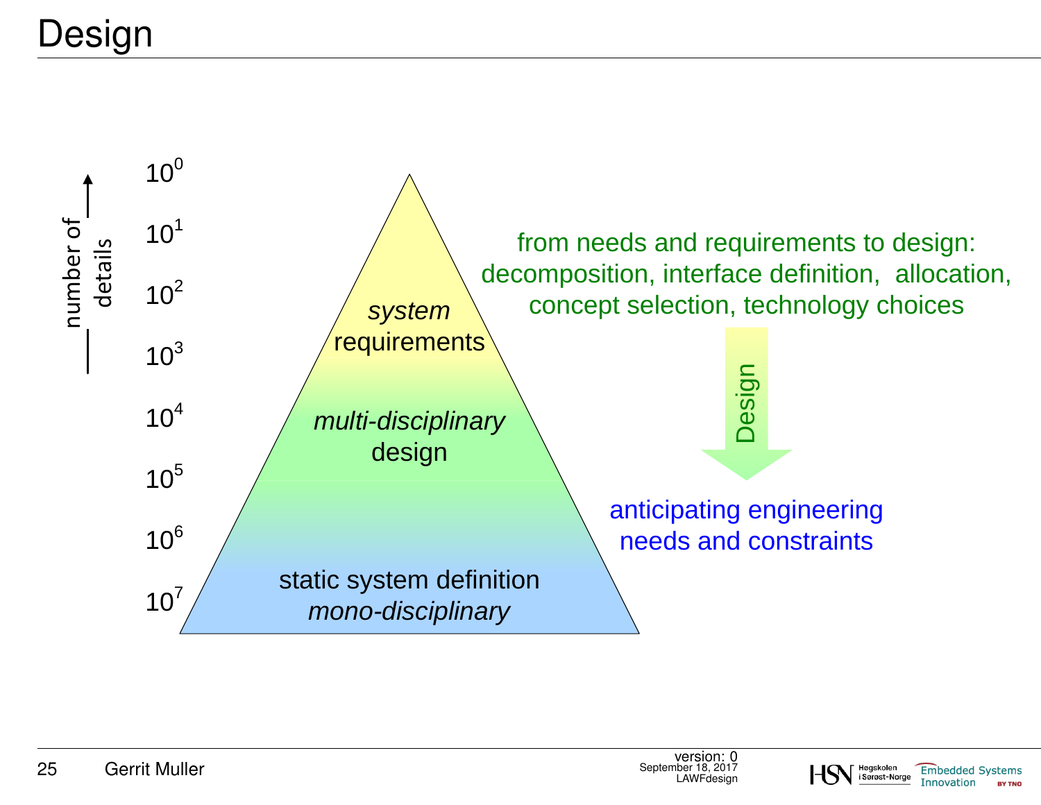# Design

number of details

$10^0$

$10^1$

$10^2$

$10^3$

$10^4$

$10^5$

$10^6$

$10^7$

*system* requirements

*multi-disciplinary* design

static system definition *mono-disciplinary*

from needs and requirements to design: decomposition, interface definition, allocation, concept selection, technology choices

Design

anticipating engineering needs and constraints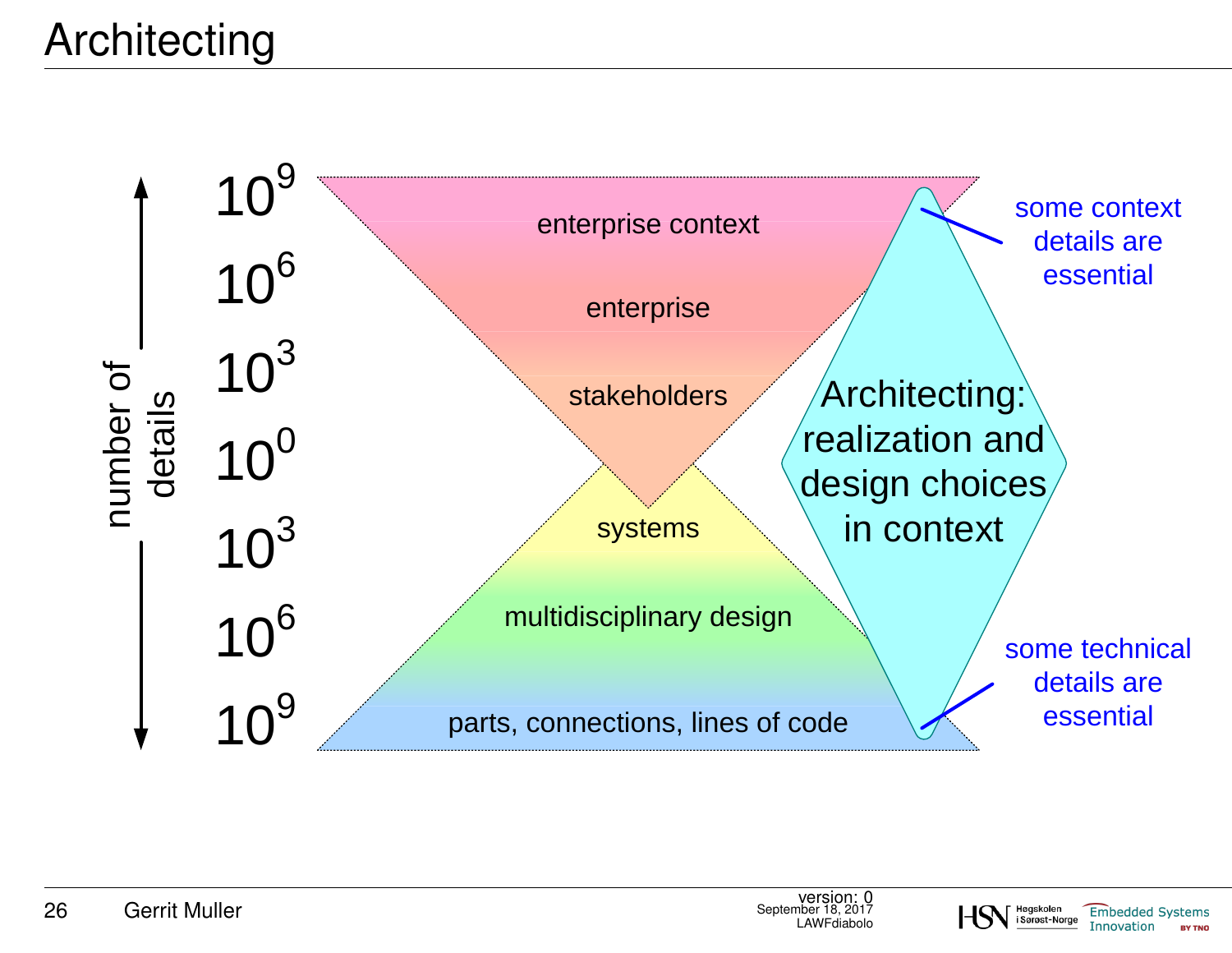# Architecting

number of details

$10^9$

$10^6$

$10^3$

$10^0$

$10^3$

$10^6$

$10^9$

enterprise context

enterprise

stakeholders

systems

multidisciplinary design

parts, connections, lines of code

Architecting: realization and design choices in context

some context details are essential

some technical details are essential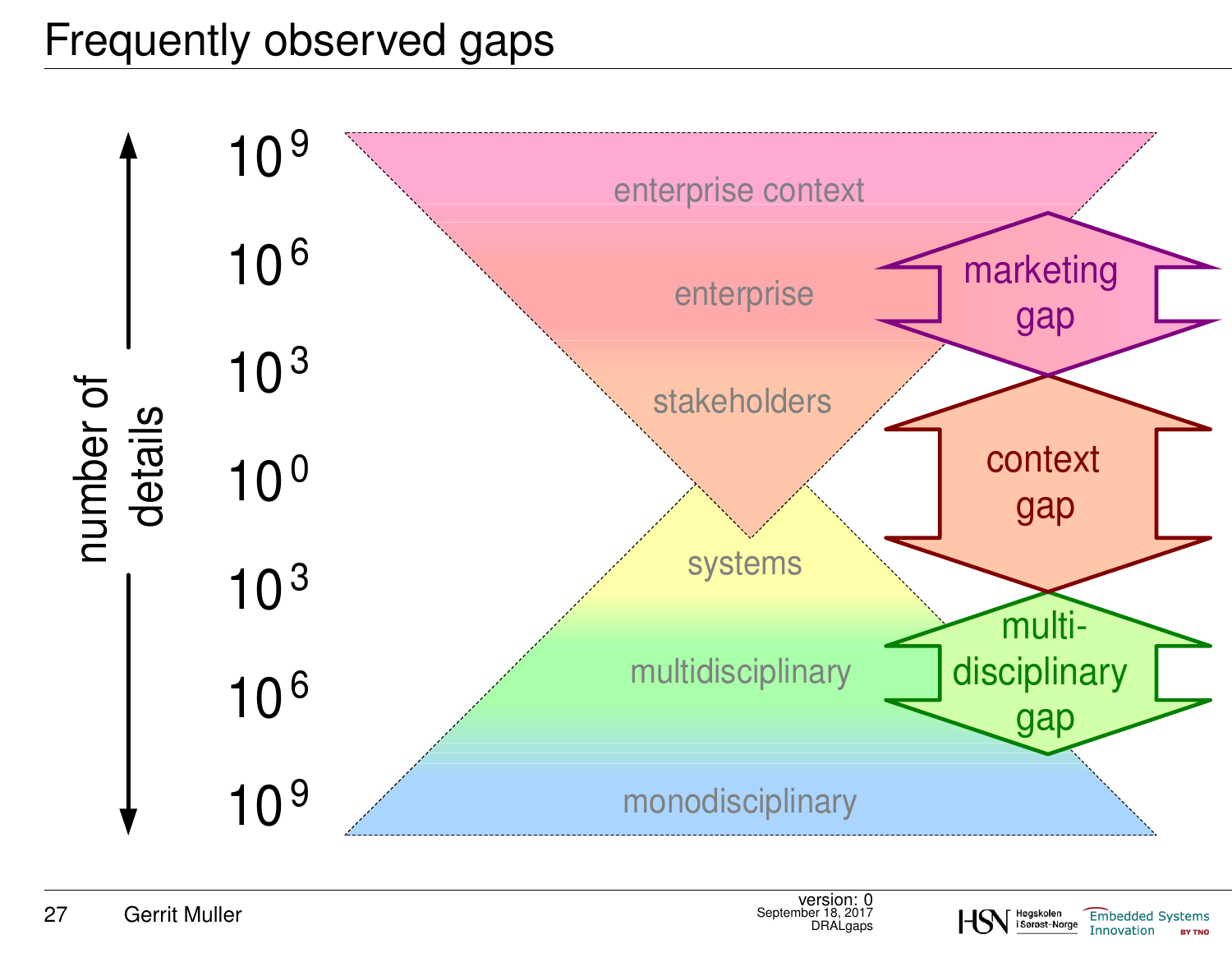# Frequently observed gaps

number of details

$10^9$

$10^6$

$10^3$

$10^0$

$10^3$

$10^6$

$10^9$

enterprise context

enterprise

stakeholders

systems

multidisciplinary

monodisciplinary

marketing gap

context gap

multi-disciplinary gap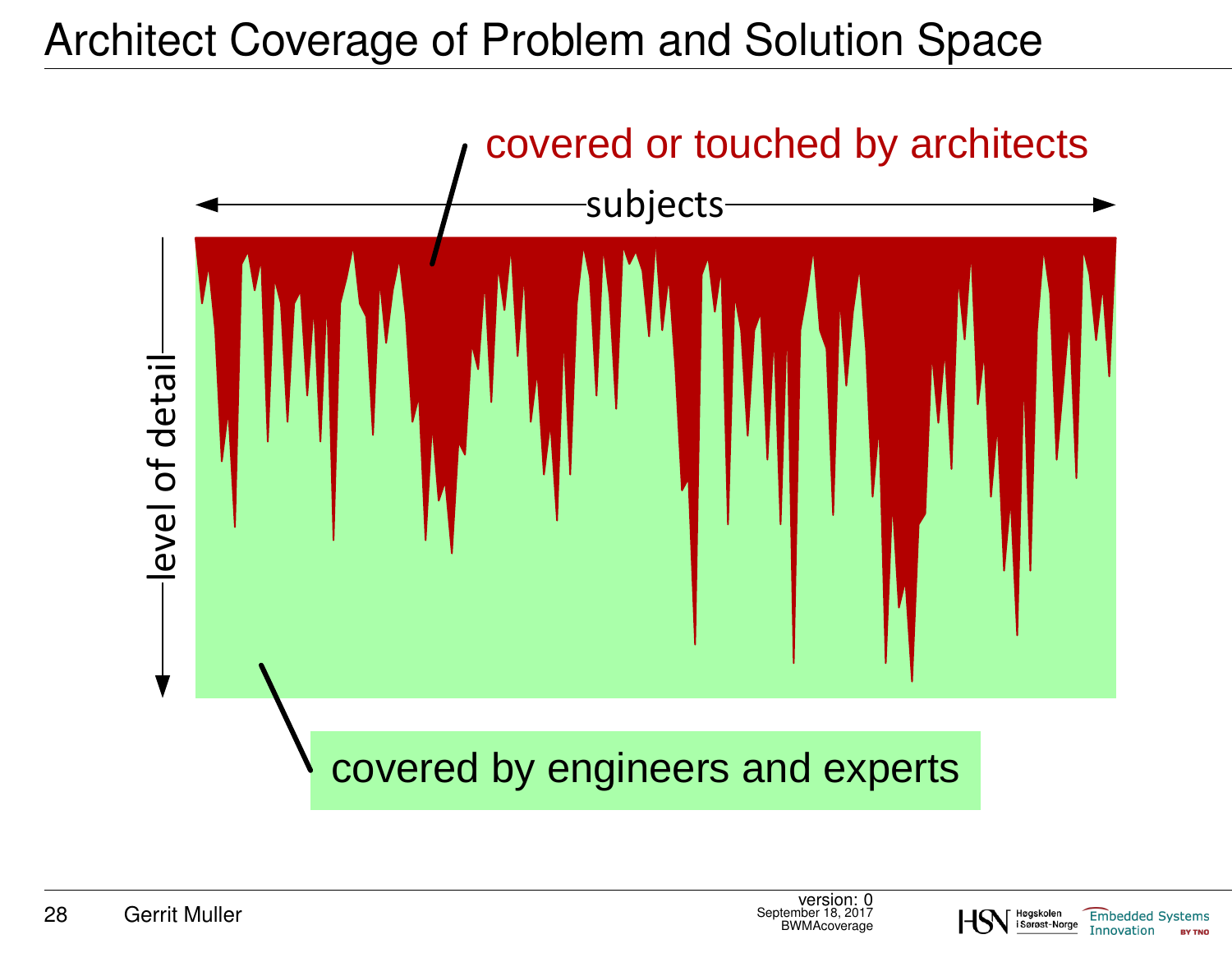# Architect Coverage of Problem and Solution Space

covered or touched by architects

subjects

level of detail

covered by engineers and experts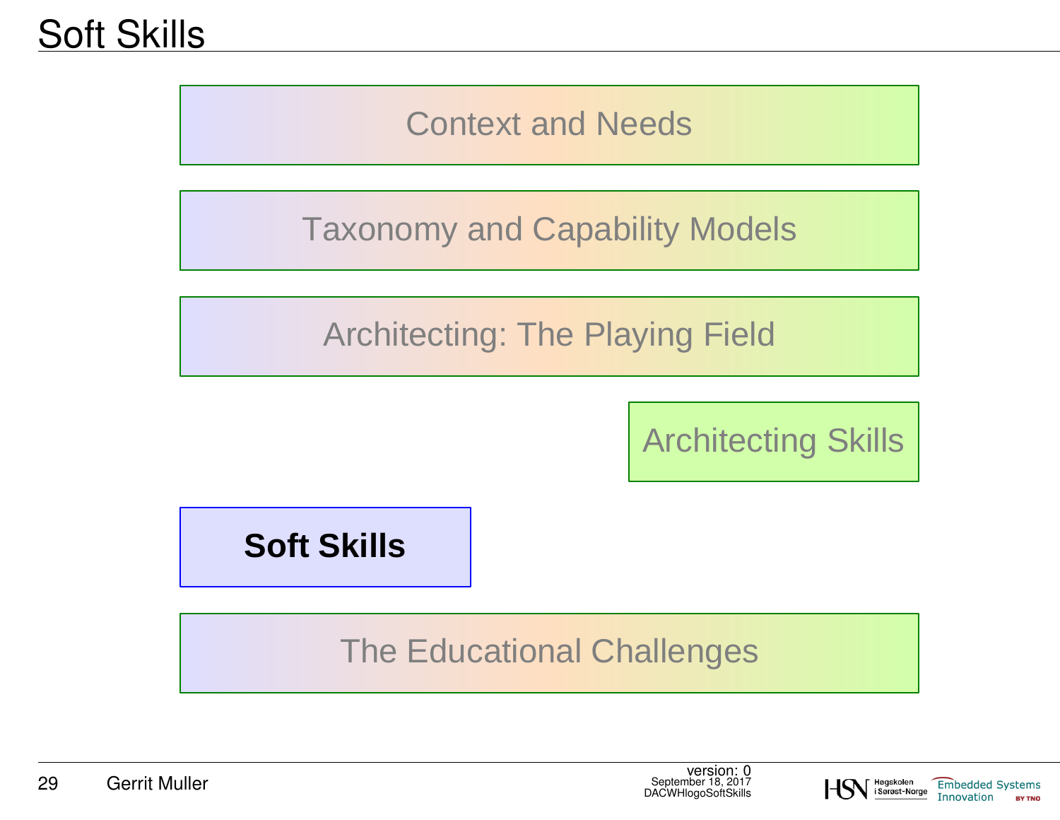# Soft Skills

Context and Needs

Taxonomy and Capability Models

Architecting: The Playing Field

Architecting Skills

**Soft Skills**

The Educational Challenges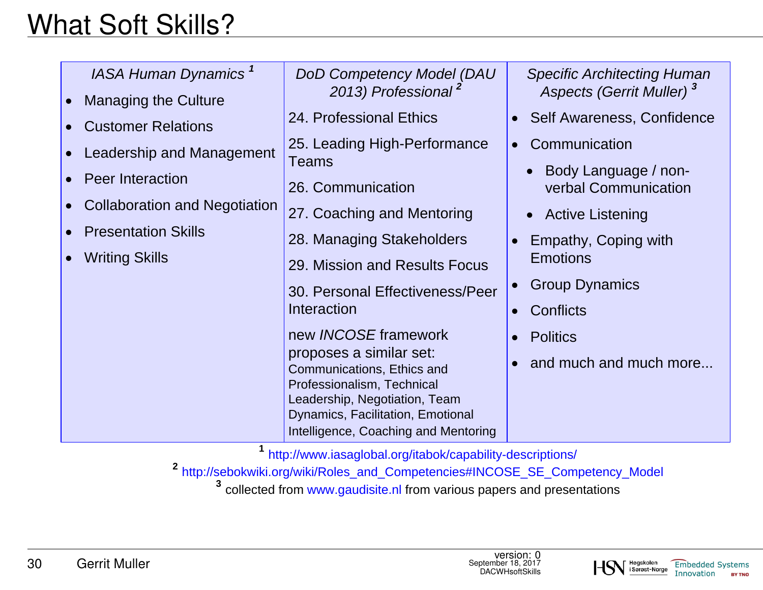# What Soft Skills?

| *IASA Human Dynamics* [1] | *DoD Competency Model (DAU 2013) Professional* [2] | *Specific Architecting Human Aspects (Gerrit Muller)* [3] |
|---|---|---|
| • Managing the Culture<br>• Customer Relations<br>• Leadership and Management<br>• Peer Interaction<br>• Collaboration and Negotiation<br>• Presentation Skills<br>• Writing Skills | 24. Professional Ethics<br>25. Leading High-Performance Teams<br>26. Communication<br>27. Coaching and Mentoring<br>28. Managing Stakeholders<br>29. Mission and Results Focus<br>30. Personal Effectiveness/Peer Interaction<br>new *INCOSE* framework proposes a similar set: Communications, Ethics and Professionalism, Technical Leadership, Negotiation, Team Dynamics, Facilitation, Emotional Intelligence, Coaching and Mentoring | • Self Awareness, Confidence<br>• Communication<br>  • Body Language / non-verbal Communication<br>  • Active Listening<br>• Empathy, Coping with Emotions<br>• Group Dynamics<br>• Conflicts<br>• Politics<br>• and much and much more... |

[1] http://www.iasaglobal.org/itabok/capability-descriptions/

[2] http://sebokwiki.org/wiki/Roles_and_Competencies#INCOSE_SE_Competency_Model

[3] collected from www.gaudisite.nl from various papers and presentations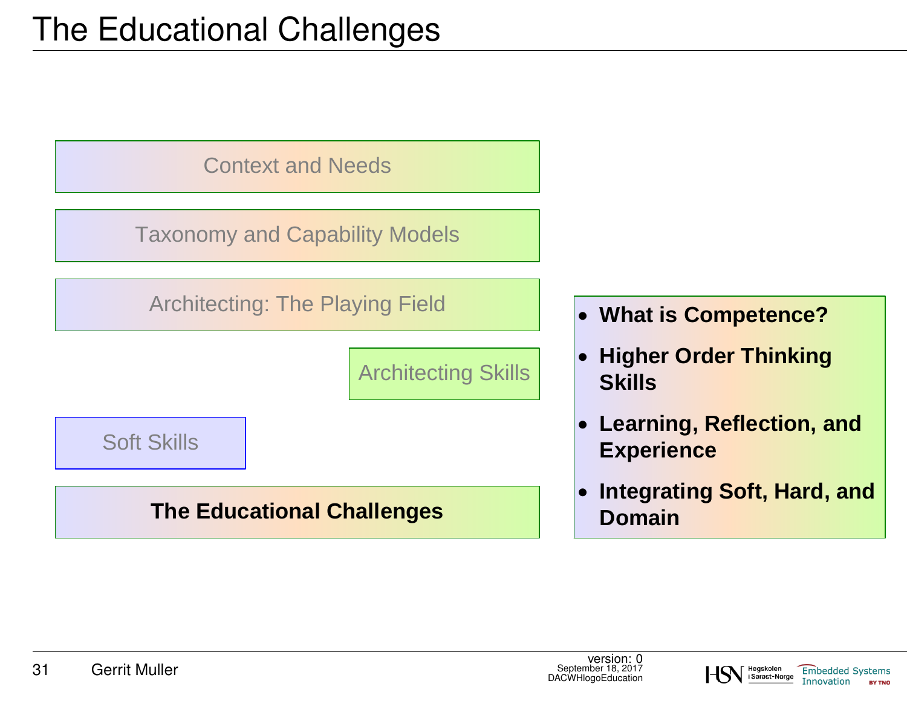# The Educational Challenges

Context and Needs

Taxonomy and Capability Models

Architecting: The Playing Field

Architecting Skills

Soft Skills

**The Educational Challenges**

- **What is Competence?**
- **Higher Order Thinking Skills**
- **Learning, Reflection, and Experience**
- **Integrating Soft, Hard, and Domain**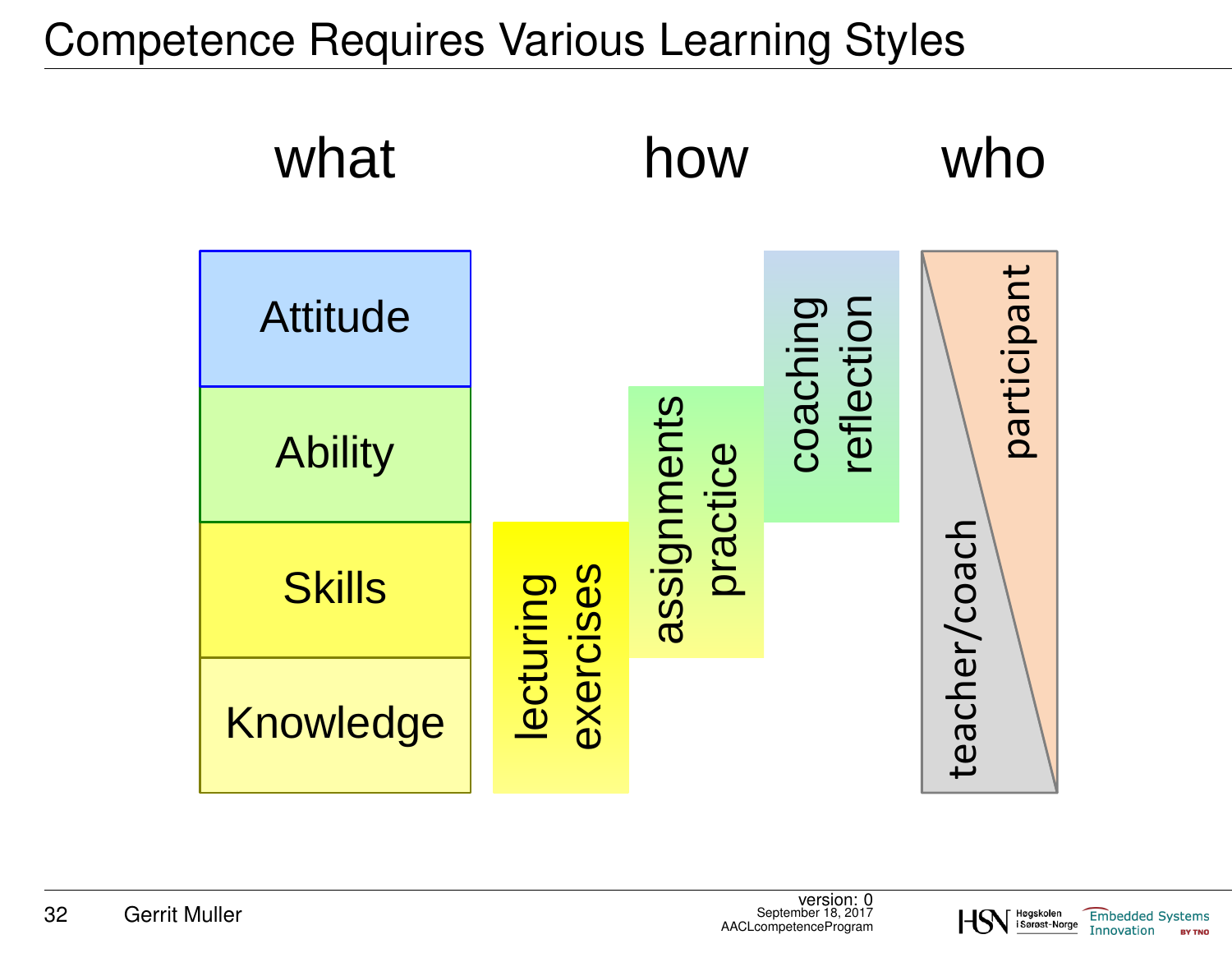# Competence Requires Various Learning Styles

what

how

who

Attitude

Ability

Skills

Knowledge

lecturing exercises

assignments practice

coaching reflection

teacher/coach

participant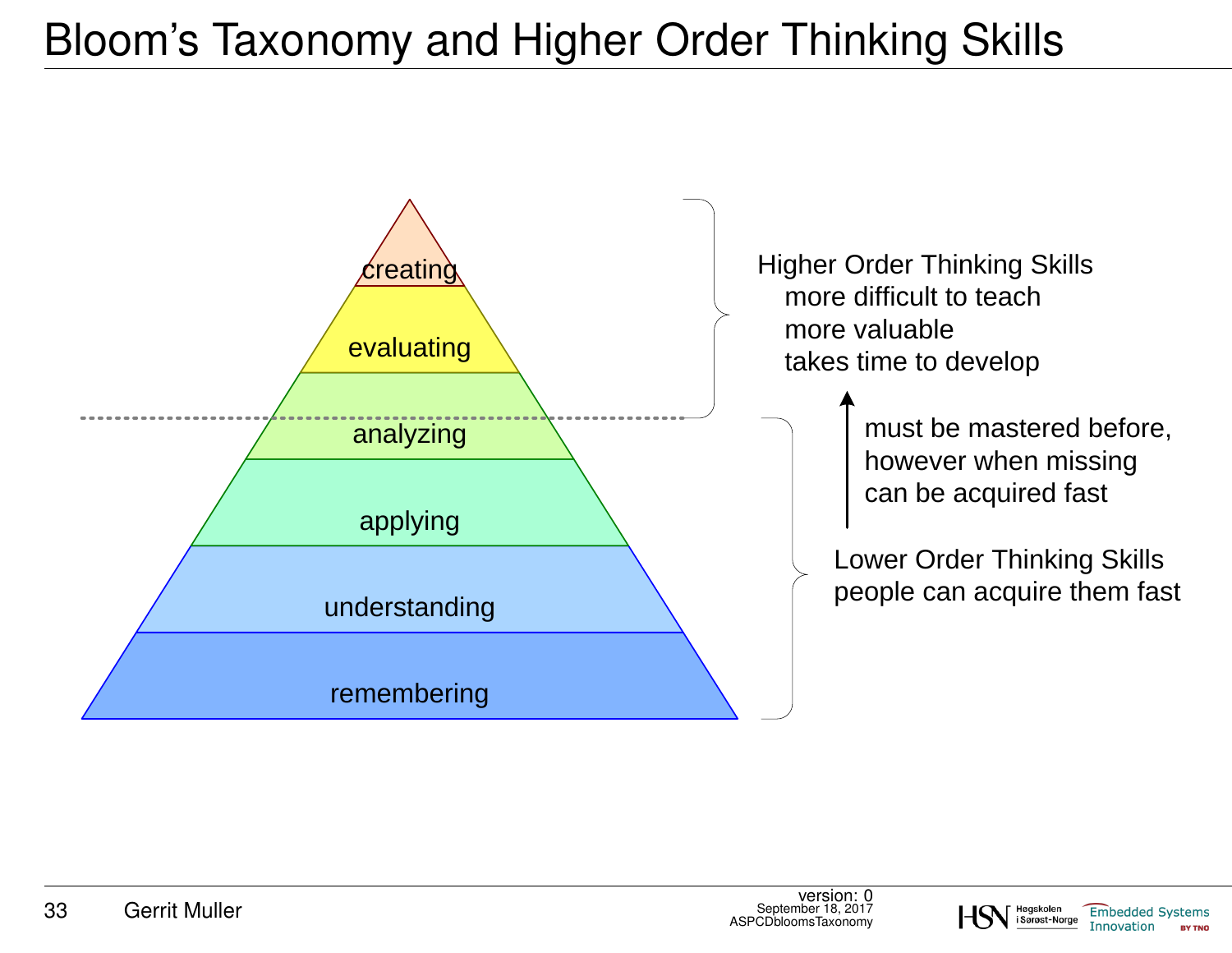# Bloom's Taxonomy and Higher Order Thinking Skills

- creating
- evaluating
- analyzing
- applying
- understanding
- remembering

Higher Order Thinking Skills
- more difficult to teach
- more valuable
- takes time to develop

must be mastered before, however when missing can be acquired fast

Lower Order Thinking Skills
people can acquire them fast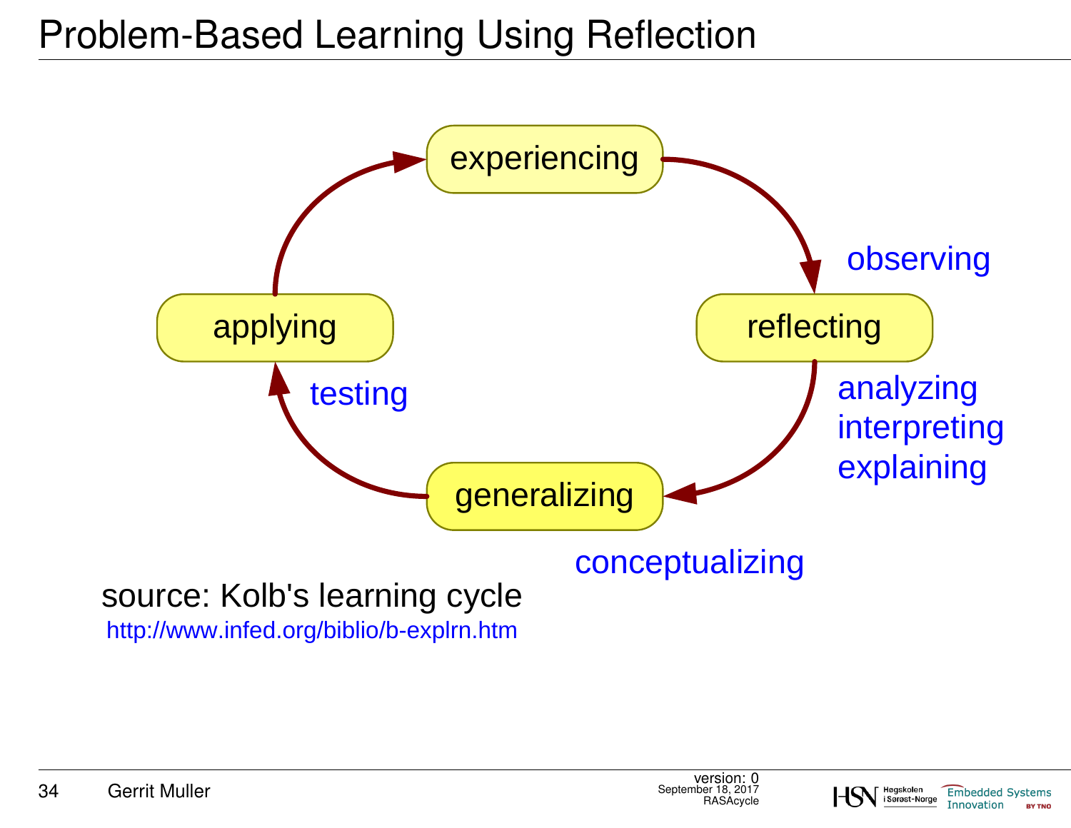# Problem-Based Learning Using Reflection

experiencing

observing

reflecting

analyzing
interpreting
explaining

generalizing

conceptualizing

testing

applying

source: Kolb's learning cycle
http://www.infed.org/biblio/b-explrn.htm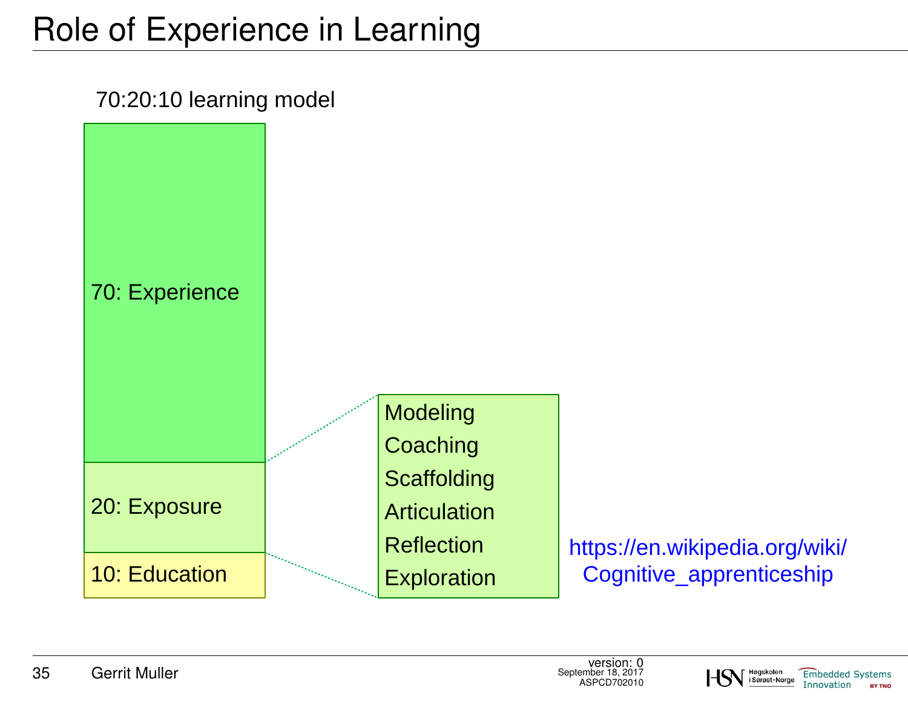# Role of Experience in Learning

70:20:10 learning model

- 70: Experience
- 20: Exposure
- 10: Education

Modeling
Coaching
Scaffolding
Articulation
Reflection
Exploration

https://en.wikipedia.org/wiki/Cognitive_apprenticeship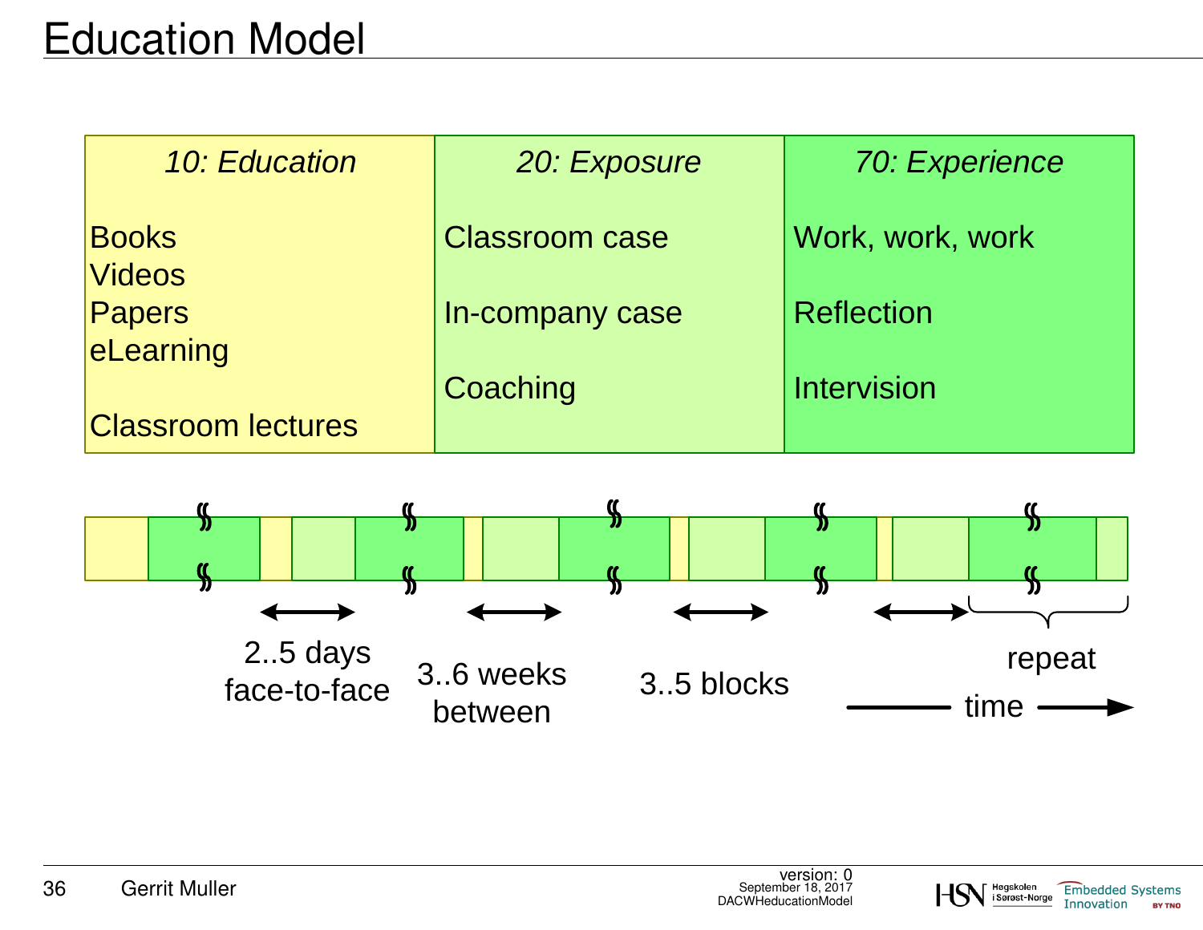# Education Model

| *10: Education* | *20: Exposure* | *70: Experience* |
|---|---|---|
| Books<br>Videos<br>Papers<br>eLearning<br><br>Classroom lectures | Classroom case<br><br>In-company case<br><br>Coaching | Work, work, work<br><br>Reflection<br><br>Intervision |

2..5 days face-to-face

3..6 weeks between

3..5 blocks

repeat

time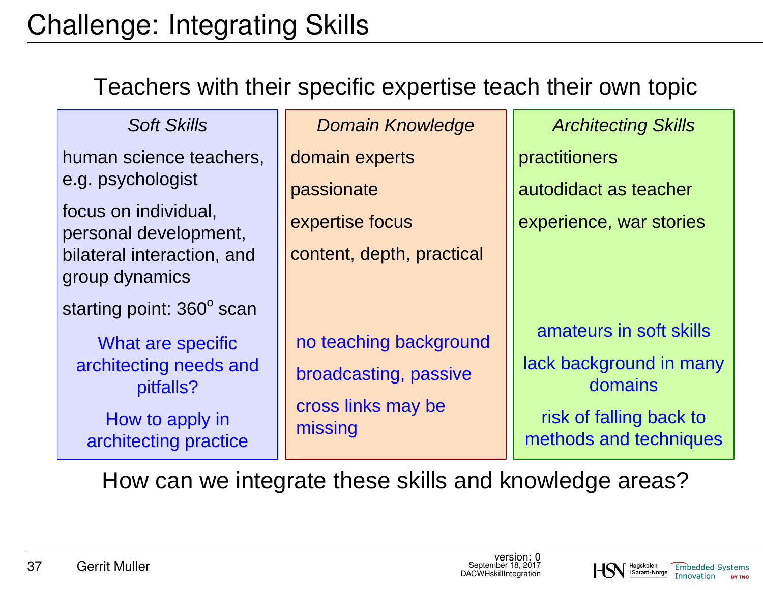# Challenge: Integrating Skills

Teachers with their specific expertise teach their own topic

| *Soft Skills* | *Domain Knowledge* | *Architecting Skills* |
|---|---|---|
| human science teachers, e.g. psychologist | domain experts | practitioners |
| focus on individual, personal development, bilateral interaction, and group dynamics | passionate | autodidact as teacher |
| starting point: 360$^{o}$ scan | expertise focus | experience, war stories |
| | content, depth, practical | |
| What are specific architecting needs and pitfalls? | no teaching background | amateurs in soft skills |
| How to apply in architecting practice | broadcasting, passive | lack background in many domains |
| | cross links may be missing | risk of falling back to methods and techniques |

How can we integrate these skills and knowledge areas?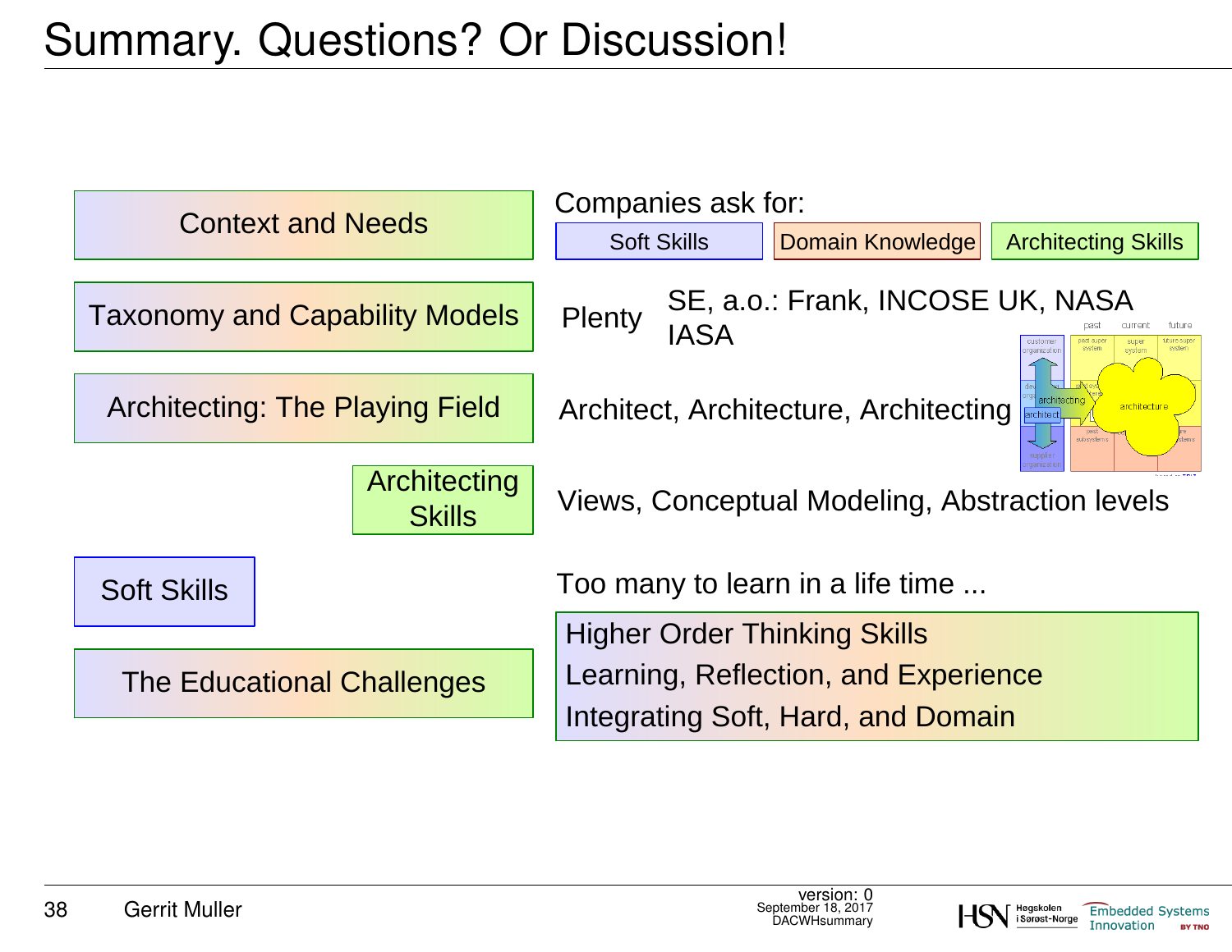# Summary. Questions? Or Discussion!

Context and Needs

Companies ask for:

Soft Skills | Domain Knowledge | Architecting Skills

Taxonomy and Capability Models

Plenty — SE, a.o.: Frank, INCOSE UK, NASA
IASA

Architecting: The Playing Field

Architect, Architecture, Architecting

Architecting Skills

Views, Conceptual Modeling, Abstraction levels

Soft Skills

Too many to learn in a life time ...

The Educational Challenges

- Higher Order Thinking Skills
- Learning, Reflection, and Experience
- Integrating Soft, Hard, and Domain

Gerrit Muller

version: 0
September 18, 2017
DACWHsummary